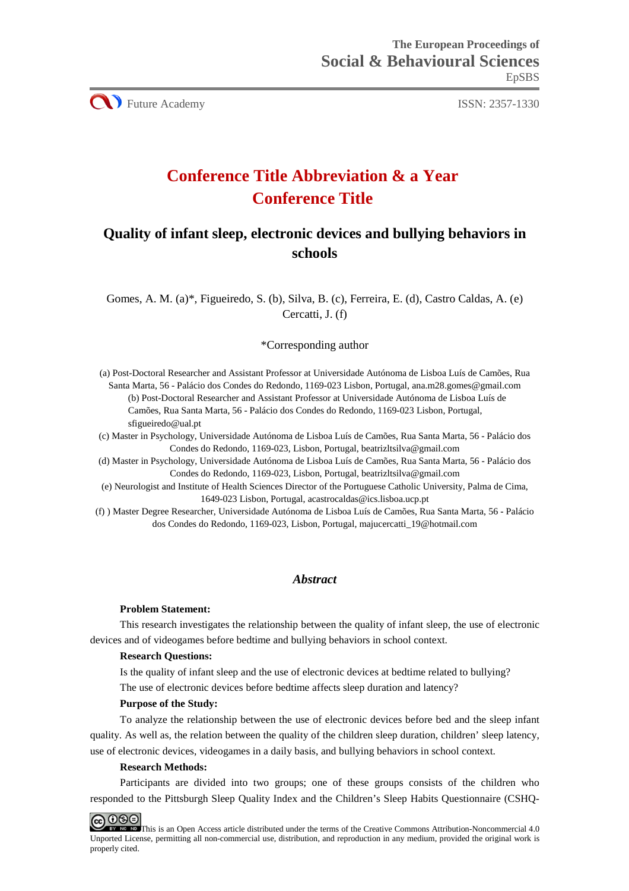The European Proceedings of
Social & Behavioural Sciences
EpSBS

Future Academy ISSN: 2357-1330

# Conference Title Abbreviation & a Year
# Conference Title

## Quality of infant sleep, electronic devices and bullying behaviors in schools

Gomes, A. M. (a)*, Figueiredo, S. (b), Silva, B. (c), Ferreira, E. (d), Castro Caldas, A. (e) Cercatti, J. (f)

*Corresponding author

(a) Post-Doctoral Researcher and Assistant Professor at Universidade Autónoma de Lisboa Luís de Camões, Rua Santa Marta, 56 - Palácio dos Condes do Redondo, 1169-023 Lisbon, Portugal, ana.m28.gomes@gmail.com
(b) Post-Doctoral Researcher and Assistant Professor at Universidade Autónoma de Lisboa Luís de Camões, Rua Santa Marta, 56 - Palácio dos Condes do Redondo, 1169-023 Lisbon, Portugal, sfigueiredo@ual.pt
(c) Master in Psychology, Universidade Autónoma de Lisboa Luís de Camões, Rua Santa Marta, 56 - Palácio dos Condes do Redondo, 1169-023, Lisbon, Portugal, beatrizltsilva@gmail.com
(d) Master in Psychology, Universidade Autónoma de Lisboa Luís de Camões, Rua Santa Marta, 56 - Palácio dos Condes do Redondo, 1169-023, Lisbon, Portugal, beatrizltsilva@gmail.com
(e) Neurologist and Institute of Health Sciences Director of the Portuguese Catholic University, Palma de Cima, 1649-023 Lisbon, Portugal, acastrocaldas@ics.lisboa.ucp.pt
(f) ) Master Degree Researcher, Universidade Autónoma de Lisboa Luís de Camões, Rua Santa Marta, 56 - Palácio dos Condes do Redondo, 1169-023, Lisbon, Portugal, majucercatti_19@hotmail.com

### *Abstract*

**Problem Statement:**

This research investigates the relationship between the quality of infant sleep, the use of electronic devices and of videogames before bedtime and bullying behaviors in school context.

**Research Questions:**

Is the quality of infant sleep and the use of electronic devices at bedtime related to bullying?

The use of electronic devices before bedtime affects sleep duration and latency?

**Purpose of the Study:**

To analyze the relationship between the use of electronic devices before bed and the sleep infant quality. As well as, the relation between the quality of the children sleep duration, children' sleep latency, use of electronic devices, videogames in a daily basis, and bullying behaviors in school context.

**Research Methods:**

Participants are divided into two groups; one of these groups consists of the children who responded to the Pittsburgh Sleep Quality Index and the Children's Sleep Habits Questionnaire (CSHQ-

This is an Open Access article distributed under the terms of the Creative Commons Attribution-Noncommercial 4.0 Unported License, permitting all non-commercial use, distribution, and reproduction in any medium, provided the original work is properly cited.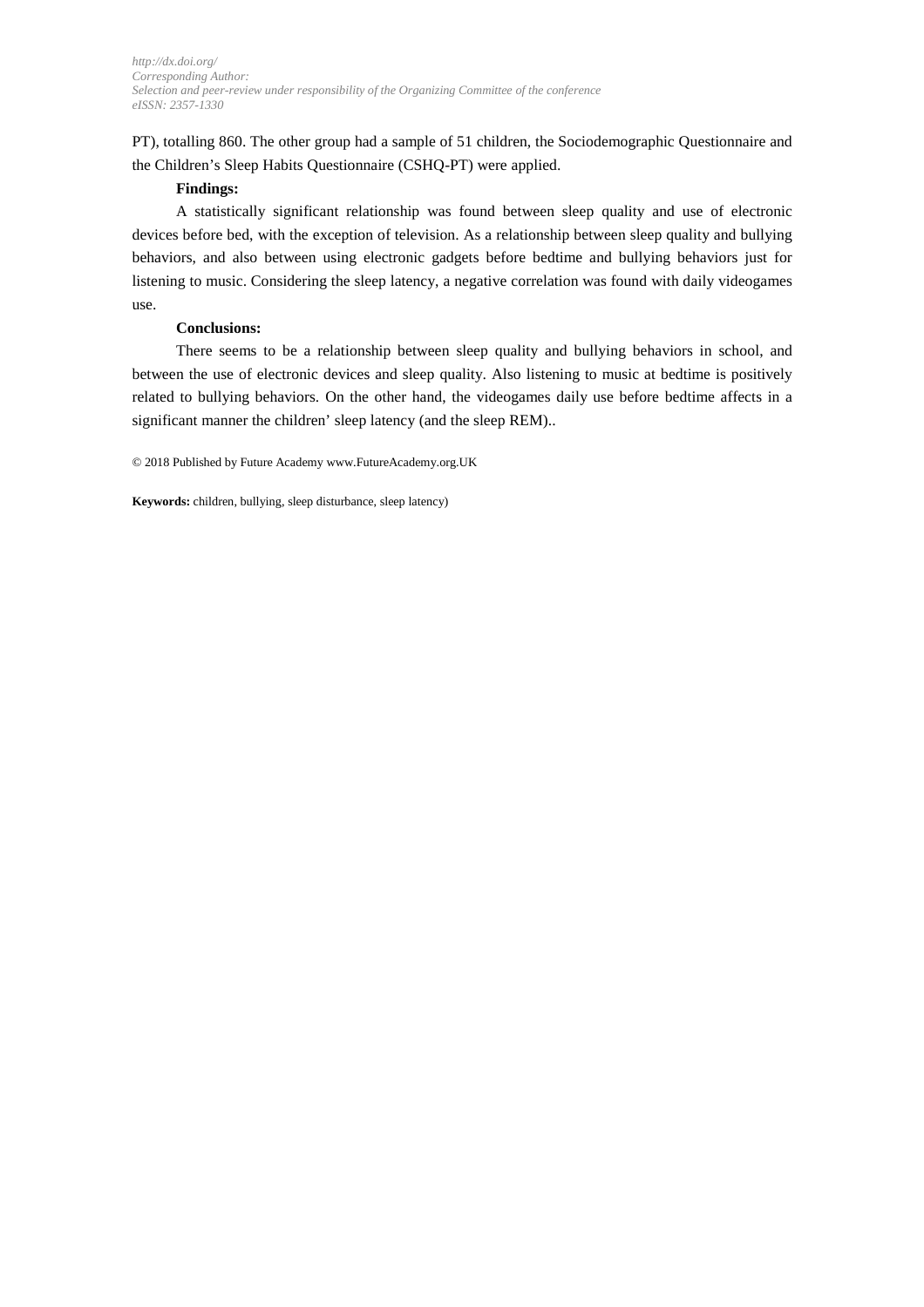PT), totalling 860. The other group had a sample of 51 children, the Sociodemographic Questionnaire and the Children's Sleep Habits Questionnaire (CSHQ-PT) were applied.

**Findings:**

A statistically significant relationship was found between sleep quality and use of electronic devices before bed, with the exception of television. As a relationship between sleep quality and bullying behaviors, and also between using electronic gadgets before bedtime and bullying behaviors just for listening to music. Considering the sleep latency, a negative correlation was found with daily videogames use.

**Conclusions:**

There seems to be a relationship between sleep quality and bullying behaviors in school, and between the use of electronic devices and sleep quality. Also listening to music at bedtime is positively related to bullying behaviors. On the other hand, the videogames daily use before bedtime affects in a significant manner the children' sleep latency (and the sleep REM)..

© 2018 Published by Future Academy www.FutureAcademy.org.UK

**Keywords:** children, bullying, sleep disturbance, sleep latency)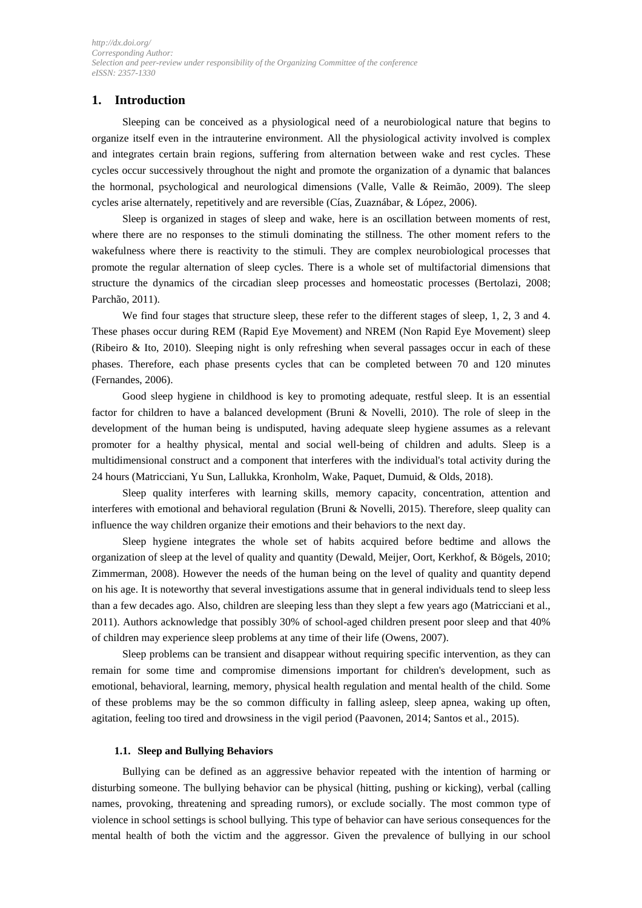http://dx.doi.org/
Corresponding Author:
Selection and peer-review under responsibility of the Organizing Committee of the conference
eISSN: 2357-1330

## 1. Introduction

Sleeping can be conceived as a physiological need of a neurobiological nature that begins to organize itself even in the intrauterine environment. All the physiological activity involved is complex and integrates certain brain regions, suffering from alternation between wake and rest cycles. These cycles occur successively throughout the night and promote the organization of a dynamic that balances the hormonal, psychological and neurological dimensions (Valle, Valle & Reimão, 2009). The sleep cycles arise alternately, repetitively and are reversible (Cías, Zuaznábar, & López, 2006).

Sleep is organized in stages of sleep and wake, here is an oscillation between moments of rest, where there are no responses to the stimuli dominating the stillness. The other moment refers to the wakefulness where there is reactivity to the stimuli. They are complex neurobiological processes that promote the regular alternation of sleep cycles. There is a whole set of multifactorial dimensions that structure the dynamics of the circadian sleep processes and homeostatic processes (Bertolazi, 2008; Parchão, 2011).

We find four stages that structure sleep, these refer to the different stages of sleep, 1, 2, 3 and 4. These phases occur during REM (Rapid Eye Movement) and NREM (Non Rapid Eye Movement) sleep (Ribeiro & Ito, 2010). Sleeping night is only refreshing when several passages occur in each of these phases. Therefore, each phase presents cycles that can be completed between 70 and 120 minutes (Fernandes, 2006).

Good sleep hygiene in childhood is key to promoting adequate, restful sleep. It is an essential factor for children to have a balanced development (Bruni & Novelli, 2010). The role of sleep in the development of the human being is undisputed, having adequate sleep hygiene assumes as a relevant promoter for a healthy physical, mental and social well-being of children and adults. Sleep is a multidimensional construct and a component that interferes with the individual's total activity during the 24 hours (Matricciani, Yu Sun, Lallukka, Kronholm, Wake, Paquet, Dumuid, & Olds, 2018).

Sleep quality interferes with learning skills, memory capacity, concentration, attention and interferes with emotional and behavioral regulation (Bruni & Novelli, 2015). Therefore, sleep quality can influence the way children organize their emotions and their behaviors to the next day.

Sleep hygiene integrates the whole set of habits acquired before bedtime and allows the organization of sleep at the level of quality and quantity (Dewald, Meijer, Oort, Kerkhof, & Bögels, 2010; Zimmerman, 2008). However the needs of the human being on the level of quality and quantity depend on his age. It is noteworthy that several investigations assume that in general individuals tend to sleep less than a few decades ago. Also, children are sleeping less than they slept a few years ago (Matricciani et al., 2011). Authors acknowledge that possibly 30% of school-aged children present poor sleep and that 40% of children may experience sleep problems at any time of their life (Owens, 2007).

Sleep problems can be transient and disappear without requiring specific intervention, as they can remain for some time and compromise dimensions important for children's development, such as emotional, behavioral, learning, memory, physical health regulation and mental health of the child. Some of these problems may be the so common difficulty in falling asleep, sleep apnea, waking up often, agitation, feeling too tired and drowsiness in the vigil period (Paavonen, 2014; Santos et al., 2015).

### 1.1. Sleep and Bullying Behaviors

Bullying can be defined as an aggressive behavior repeated with the intention of harming or disturbing someone. The bullying behavior can be physical (hitting, pushing or kicking), verbal (calling names, provoking, threatening and spreading rumors), or exclude socially. The most common type of violence in school settings is school bullying. This type of behavior can have serious consequences for the mental health of both the victim and the aggressor. Given the prevalence of bullying in our school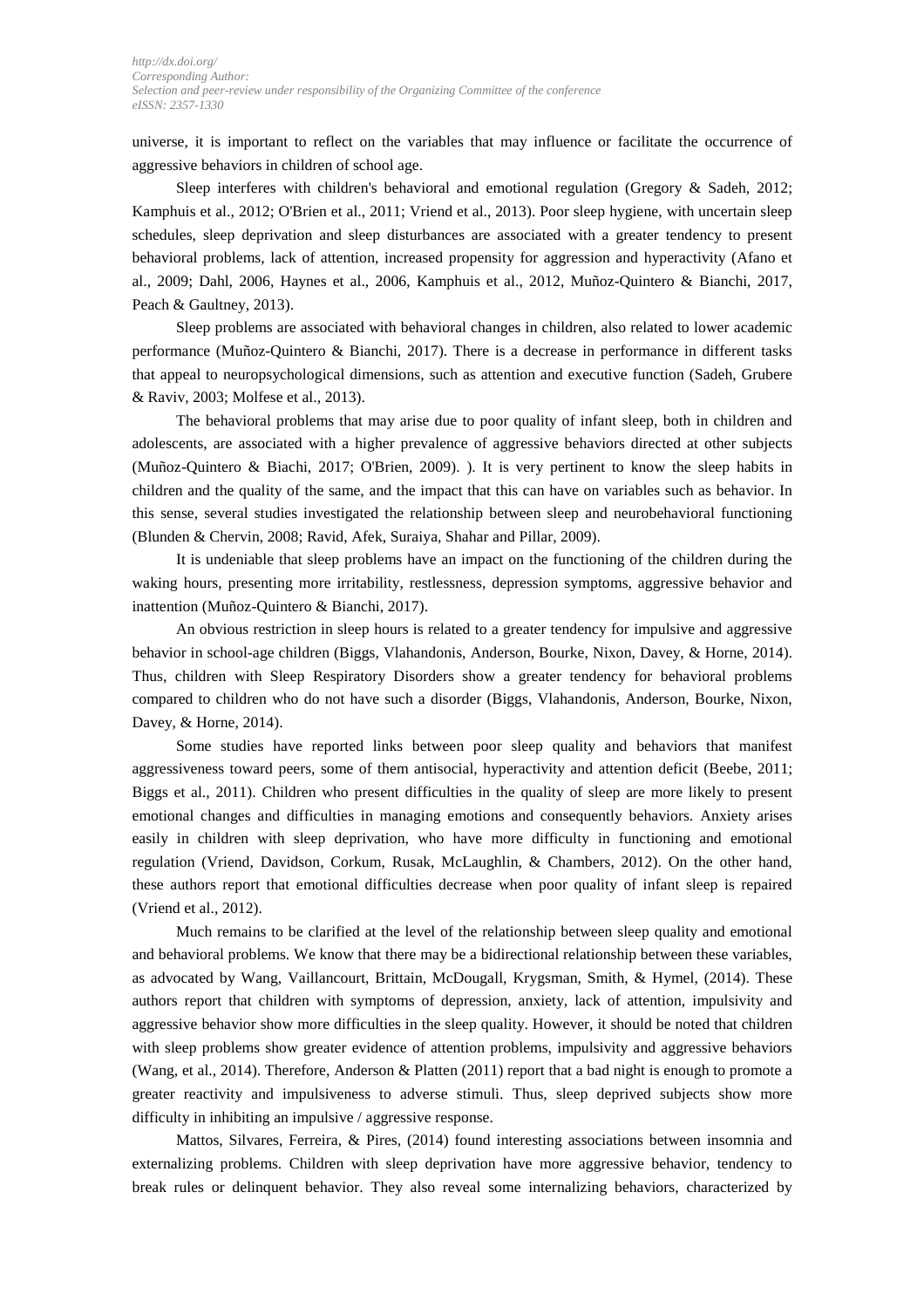universe, it is important to reflect on the variables that may influence or facilitate the occurrence of aggressive behaviors in children of school age.

Sleep interferes with children's behavioral and emotional regulation (Gregory & Sadeh, 2012; Kamphuis et al., 2012; O'Brien et al., 2011; Vriend et al., 2013). Poor sleep hygiene, with uncertain sleep schedules, sleep deprivation and sleep disturbances are associated with a greater tendency to present behavioral problems, lack of attention, increased propensity for aggression and hyperactivity (Afano et al., 2009; Dahl, 2006, Haynes et al., 2006, Kamphuis et al., 2012, Muñoz-Quintero & Bianchi, 2017, Peach & Gaultney, 2013).

Sleep problems are associated with behavioral changes in children, also related to lower academic performance (Muñoz-Quintero & Bianchi, 2017). There is a decrease in performance in different tasks that appeal to neuropsychological dimensions, such as attention and executive function (Sadeh, Grubere & Raviv, 2003; Molfese et al., 2013).

The behavioral problems that may arise due to poor quality of infant sleep, both in children and adolescents, are associated with a higher prevalence of aggressive behaviors directed at other subjects (Muñoz-Quintero & Biachi, 2017; O'Brien, 2009). ). It is very pertinent to know the sleep habits in children and the quality of the same, and the impact that this can have on variables such as behavior. In this sense, several studies investigated the relationship between sleep and neurobehavioral functioning (Blunden & Chervin, 2008; Ravid, Afek, Suraiya, Shahar and Pillar, 2009).

It is undeniable that sleep problems have an impact on the functioning of the children during the waking hours, presenting more irritability, restlessness, depression symptoms, aggressive behavior and inattention (Muñoz-Quintero & Bianchi, 2017).

An obvious restriction in sleep hours is related to a greater tendency for impulsive and aggressive behavior in school-age children (Biggs, Vlahandonis, Anderson, Bourke, Nixon, Davey, & Horne, 2014). Thus, children with Sleep Respiratory Disorders show a greater tendency for behavioral problems compared to children who do not have such a disorder (Biggs, Vlahandonis, Anderson, Bourke, Nixon, Davey, & Horne, 2014).

Some studies have reported links between poor sleep quality and behaviors that manifest aggressiveness toward peers, some of them antisocial, hyperactivity and attention deficit (Beebe, 2011; Biggs et al., 2011). Children who present difficulties in the quality of sleep are more likely to present emotional changes and difficulties in managing emotions and consequently behaviors. Anxiety arises easily in children with sleep deprivation, who have more difficulty in functioning and emotional regulation (Vriend, Davidson, Corkum, Rusak, McLaughlin, & Chambers, 2012). On the other hand, these authors report that emotional difficulties decrease when poor quality of infant sleep is repaired (Vriend et al., 2012).

Much remains to be clarified at the level of the relationship between sleep quality and emotional and behavioral problems. We know that there may be a bidirectional relationship between these variables, as advocated by Wang, Vaillancourt, Brittain, McDougall, Krygsman, Smith, & Hymel, (2014). These authors report that children with symptoms of depression, anxiety, lack of attention, impulsivity and aggressive behavior show more difficulties in the sleep quality. However, it should be noted that children with sleep problems show greater evidence of attention problems, impulsivity and aggressive behaviors (Wang, et al., 2014). Therefore, Anderson & Platten (2011) report that a bad night is enough to promote a greater reactivity and impulsiveness to adverse stimuli. Thus, sleep deprived subjects show more difficulty in inhibiting an impulsive / aggressive response.

Mattos, Silvares, Ferreira, & Pires, (2014) found interesting associations between insomnia and externalizing problems. Children with sleep deprivation have more aggressive behavior, tendency to break rules or delinquent behavior. They also reveal some internalizing behaviors, characterized by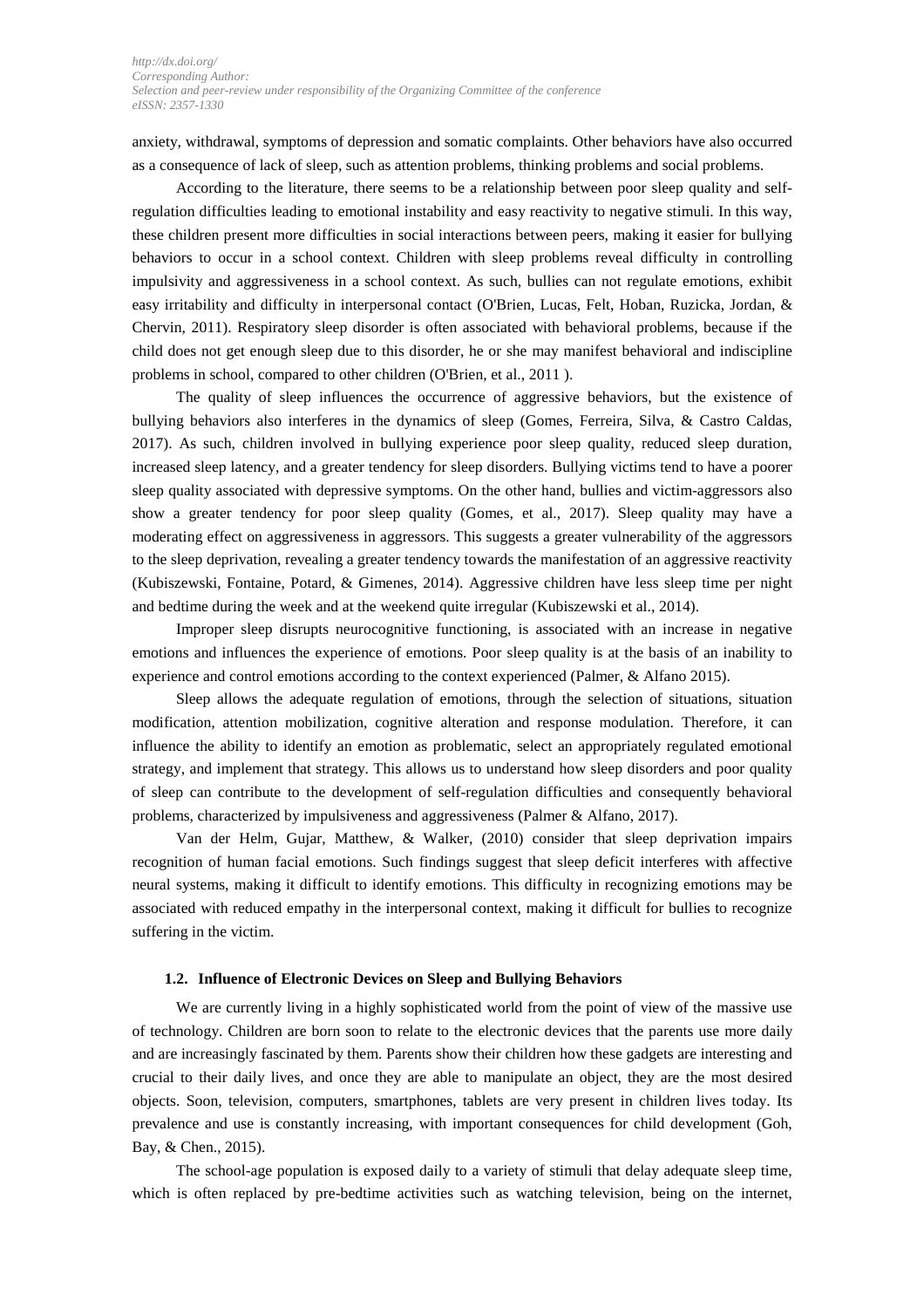anxiety, withdrawal, symptoms of depression and somatic complaints. Other behaviors have also occurred as a consequence of lack of sleep, such as attention problems, thinking problems and social problems.

According to the literature, there seems to be a relationship between poor sleep quality and self-regulation difficulties leading to emotional instability and easy reactivity to negative stimuli. In this way, these children present more difficulties in social interactions between peers, making it easier for bullying behaviors to occur in a school context. Children with sleep problems reveal difficulty in controlling impulsivity and aggressiveness in a school context. As such, bullies can not regulate emotions, exhibit easy irritability and difficulty in interpersonal contact (O'Brien, Lucas, Felt, Hoban, Ruzicka, Jordan, & Chervin, 2011). Respiratory sleep disorder is often associated with behavioral problems, because if the child does not get enough sleep due to this disorder, he or she may manifest behavioral and indiscipline problems in school, compared to other children (O'Brien, et al., 2011 ).

The quality of sleep influences the occurrence of aggressive behaviors, but the existence of bullying behaviors also interferes in the dynamics of sleep (Gomes, Ferreira, Silva, & Castro Caldas, 2017). As such, children involved in bullying experience poor sleep quality, reduced sleep duration, increased sleep latency, and a greater tendency for sleep disorders. Bullying victims tend to have a poorer sleep quality associated with depressive symptoms. On the other hand, bullies and victim-aggressors also show a greater tendency for poor sleep quality (Gomes, et al., 2017). Sleep quality may have a moderating effect on aggressiveness in aggressors. This suggests a greater vulnerability of the aggressors to the sleep deprivation, revealing a greater tendency towards the manifestation of an aggressive reactivity (Kubiszewski, Fontaine, Potard, & Gimenes, 2014). Aggressive children have less sleep time per night and bedtime during the week and at the weekend quite irregular (Kubiszewski et al., 2014).

Improper sleep disrupts neurocognitive functioning, is associated with an increase in negative emotions and influences the experience of emotions. Poor sleep quality is at the basis of an inability to experience and control emotions according to the context experienced (Palmer, & Alfano 2015).

Sleep allows the adequate regulation of emotions, through the selection of situations, situation modification, attention mobilization, cognitive alteration and response modulation. Therefore, it can influence the ability to identify an emotion as problematic, select an appropriately regulated emotional strategy, and implement that strategy. This allows us to understand how sleep disorders and poor quality of sleep can contribute to the development of self-regulation difficulties and consequently behavioral problems, characterized by impulsiveness and aggressiveness (Palmer & Alfano, 2017).

Van der Helm, Gujar, Matthew, & Walker, (2010) consider that sleep deprivation impairs recognition of human facial emotions. Such findings suggest that sleep deficit interferes with affective neural systems, making it difficult to identify emotions. This difficulty in recognizing emotions may be associated with reduced empathy in the interpersonal context, making it difficult for bullies to recognize suffering in the victim.

### 1.2. Influence of Electronic Devices on Sleep and Bullying Behaviors

We are currently living in a highly sophisticated world from the point of view of the massive use of technology. Children are born soon to relate to the electronic devices that the parents use more daily and are increasingly fascinated by them. Parents show their children how these gadgets are interesting and crucial to their daily lives, and once they are able to manipulate an object, they are the most desired objects. Soon, television, computers, smartphones, tablets are very present in children lives today. Its prevalence and use is constantly increasing, with important consequences for child development (Goh, Bay, & Chen., 2015).

The school-age population is exposed daily to a variety of stimuli that delay adequate sleep time, which is often replaced by pre-bedtime activities such as watching television, being on the internet,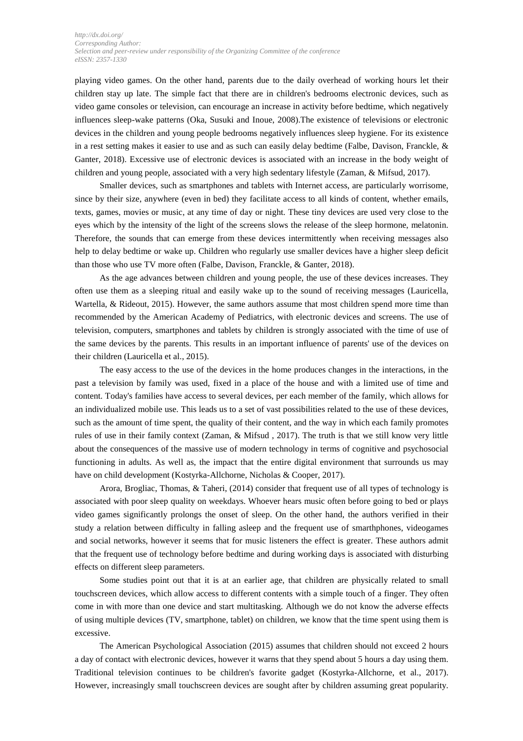playing video games. On the other hand, parents due to the daily overhead of working hours let their children stay up late. The simple fact that there are in children's bedrooms electronic devices, such as video game consoles or television, can encourage an increase in activity before bedtime, which negatively influences sleep-wake patterns (Oka, Susuki and Inoue, 2008).The existence of televisions or electronic devices in the children and young people bedrooms negatively influences sleep hygiene. For its existence in a rest setting makes it easier to use and as such can easily delay bedtime (Falbe, Davison, Franckle, & Ganter, 2018). Excessive use of electronic devices is associated with an increase in the body weight of children and young people, associated with a very high sedentary lifestyle (Zaman, & Mifsud, 2017).

Smaller devices, such as smartphones and tablets with Internet access, are particularly worrisome, since by their size, anywhere (even in bed) they facilitate access to all kinds of content, whether emails, texts, games, movies or music, at any time of day or night. These tiny devices are used very close to the eyes which by the intensity of the light of the screens slows the release of the sleep hormone, melatonin. Therefore, the sounds that can emerge from these devices intermittently when receiving messages also help to delay bedtime or wake up. Children who regularly use smaller devices have a higher sleep deficit than those who use TV more often (Falbe, Davison, Franckle, & Ganter, 2018).

As the age advances between children and young people, the use of these devices increases. They often use them as a sleeping ritual and easily wake up to the sound of receiving messages (Lauricella, Wartella, & Rideout, 2015). However, the same authors assume that most children spend more time than recommended by the American Academy of Pediatrics, with electronic devices and screens. The use of television, computers, smartphones and tablets by children is strongly associated with the time of use of the same devices by the parents. This results in an important influence of parents' use of the devices on their children (Lauricella et al., 2015).

The easy access to the use of the devices in the home produces changes in the interactions, in the past a television by family was used, fixed in a place of the house and with a limited use of time and content. Today's families have access to several devices, per each member of the family, which allows for an individualized mobile use. This leads us to a set of vast possibilities related to the use of these devices, such as the amount of time spent, the quality of their content, and the way in which each family promotes rules of use in their family context (Zaman, & Mifsud , 2017). The truth is that we still know very little about the consequences of the massive use of modern technology in terms of cognitive and psychosocial functioning in adults. As well as, the impact that the entire digital environment that surrounds us may have on child development (Kostyrka-Allchorne, Nicholas & Cooper, 2017).

Arora, Brogliac, Thomas, & Taheri, (2014) consider that frequent use of all types of technology is associated with poor sleep quality on weekdays. Whoever hears music often before going to bed or plays video games significantly prolongs the onset of sleep. On the other hand, the authors verified in their study a relation between difficulty in falling asleep and the frequent use of smarthphones, videogames and social networks, however it seems that for music listeners the effect is greater. These authors admit that the frequent use of technology before bedtime and during working days is associated with disturbing effects on different sleep parameters.

Some studies point out that it is at an earlier age, that children are physically related to small touchscreen devices, which allow access to different contents with a simple touch of a finger. They often come in with more than one device and start multitasking. Although we do not know the adverse effects of using multiple devices (TV, smartphone, tablet) on children, we know that the time spent using them is excessive.

The American Psychological Association (2015) assumes that children should not exceed 2 hours a day of contact with electronic devices, however it warns that they spend about 5 hours a day using them. Traditional television continues to be children's favorite gadget (Kostyrka-Allchorne, et al., 2017). However, increasingly small touchscreen devices are sought after by children assuming great popularity.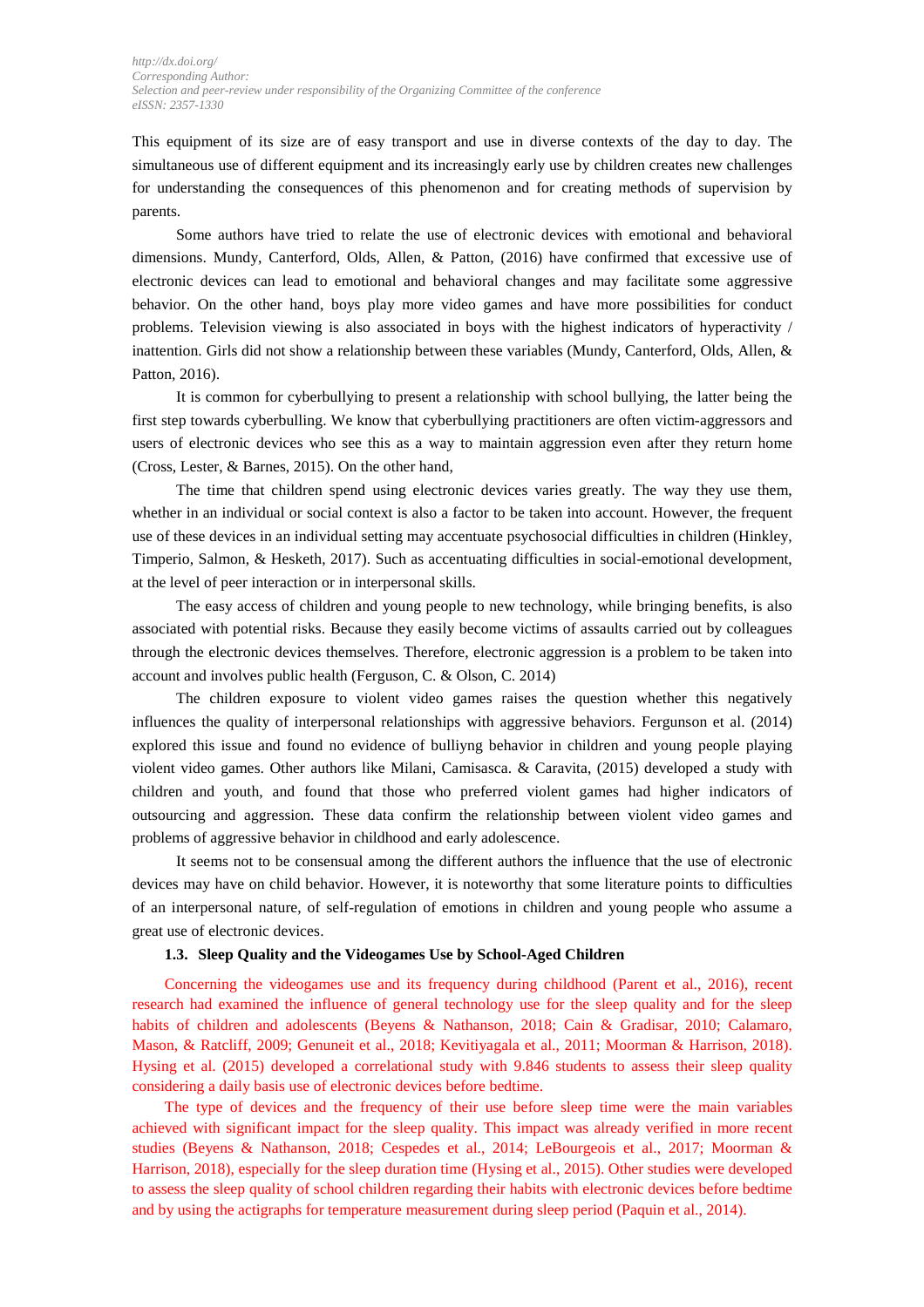This equipment of its size are of easy transport and use in diverse contexts of the day to day. The simultaneous use of different equipment and its increasingly early use by children creates new challenges for understanding the consequences of this phenomenon and for creating methods of supervision by parents.

Some authors have tried to relate the use of electronic devices with emotional and behavioral dimensions. Mundy, Canterford, Olds, Allen, & Patton, (2016) have confirmed that excessive use of electronic devices can lead to emotional and behavioral changes and may facilitate some aggressive behavior. On the other hand, boys play more video games and have more possibilities for conduct problems. Television viewing is also associated in boys with the highest indicators of hyperactivity / inattention. Girls did not show a relationship between these variables (Mundy, Canterford, Olds, Allen, & Patton, 2016).

It is common for cyberbullying to present a relationship with school bullying, the latter being the first step towards cyberbulling. We know that cyberbullying practitioners are often victim-aggressors and users of electronic devices who see this as a way to maintain aggression even after they return home (Cross, Lester, & Barnes, 2015). On the other hand,

The time that children spend using electronic devices varies greatly. The way they use them, whether in an individual or social context is also a factor to be taken into account. However, the frequent use of these devices in an individual setting may accentuate psychosocial difficulties in children (Hinkley, Timperio, Salmon, & Hesketh, 2017). Such as accentuating difficulties in social-emotional development, at the level of peer interaction or in interpersonal skills.

The easy access of children and young people to new technology, while bringing benefits, is also associated with potential risks. Because they easily become victims of assaults carried out by colleagues through the electronic devices themselves. Therefore, electronic aggression is a problem to be taken into account and involves public health (Ferguson, C. & Olson, C. 2014)

The children exposure to violent video games raises the question whether this negatively influences the quality of interpersonal relationships with aggressive behaviors. Fergunson et al. (2014) explored this issue and found no evidence of bulliyng behavior in children and young people playing violent video games. Other authors like Milani, Camisasca. & Caravita, (2015) developed a study with children and youth, and found that those who preferred violent games had higher indicators of outsourcing and aggression. These data confirm the relationship between violent video games and problems of aggressive behavior in childhood and early adolescence.

It seems not to be consensual among the different authors the influence that the use of electronic devices may have on child behavior. However, it is noteworthy that some literature points to difficulties of an interpersonal nature, of self-regulation of emotions in children and young people who assume a great use of electronic devices.

### 1.3. Sleep Quality and the Videogames Use by School-Aged Children

Concerning the videogames use and its frequency during childhood (Parent et al., 2016), recent research had examined the influence of general technology use for the sleep quality and for the sleep habits of children and adolescents (Beyens & Nathanson, 2018; Cain & Gradisar, 2010; Calamaro, Mason, & Ratcliff, 2009; Genuneit et al., 2018; Kevitiyagala et al., 2011; Moorman & Harrison, 2018). Hysing et al. (2015) developed a correlational study with 9.846 students to assess their sleep quality considering a daily basis use of electronic devices before bedtime.

The type of devices and the frequency of their use before sleep time were the main variables achieved with significant impact for the sleep quality. This impact was already verified in more recent studies (Beyens & Nathanson, 2018; Cespedes et al., 2014; LeBourgeois et al., 2017; Moorman & Harrison, 2018), especially for the sleep duration time (Hysing et al., 2015). Other studies were developed to assess the sleep quality of school children regarding their habits with electronic devices before bedtime and by using the actigraphs for temperature measurement during sleep period (Paquin et al., 2014).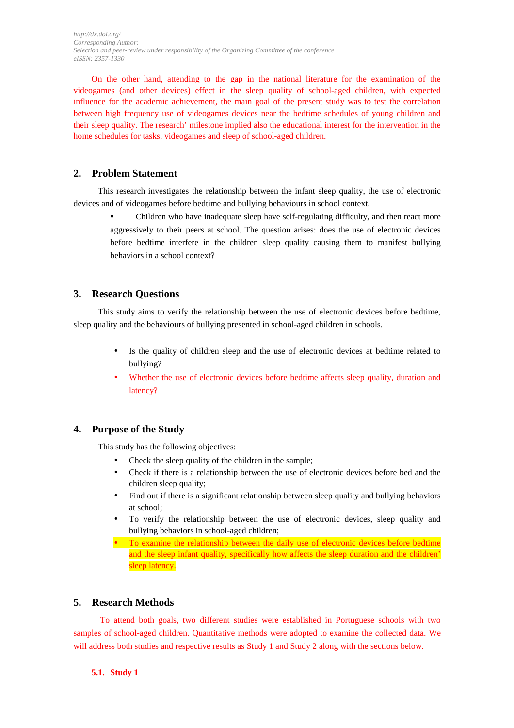On the other hand, attending to the gap in the national literature for the examination of the videogames (and other devices) effect in the sleep quality of school-aged children, with expected influence for the academic achievement, the main goal of the present study was to test the correlation between high frequency use of videogames devices near the bedtime schedules of young children and their sleep quality. The research' milestone implied also the educational interest for the intervention in the home schedules for tasks, videogames and sleep of school-aged children.

## 2. Problem Statement

This research investigates the relationship between the infant sleep quality, the use of electronic devices and of videogames before bedtime and bullying behaviours in school context.

- Children who have inadequate sleep have self-regulating difficulty, and then react more aggressively to their peers at school. The question arises: does the use of electronic devices before bedtime interfere in the children sleep quality causing them to manifest bullying behaviors in a school context?

## 3. Research Questions

This study aims to verify the relationship between the use of electronic devices before bedtime, sleep quality and the behaviours of bullying presented in school-aged children in schools.

- Is the quality of children sleep and the use of electronic devices at bedtime related to bullying?
- Whether the use of electronic devices before bedtime affects sleep quality, duration and latency?

## 4. Purpose of the Study

This study has the following objectives:

- Check the sleep quality of the children in the sample;
- Check if there is a relationship between the use of electronic devices before bed and the children sleep quality;
- Find out if there is a significant relationship between sleep quality and bullying behaviors at school;
- To verify the relationship between the use of electronic devices, sleep quality and bullying behaviors in school-aged children;
- To examine the relationship between the daily use of electronic devices before bedtime and the sleep infant quality, specifically how affects the sleep duration and the children' sleep latency.

## 5. Research Methods

To attend both goals, two different studies were established in Portuguese schools with two samples of school-aged children. Quantitative methods were adopted to examine the collected data. We will address both studies and respective results as Study 1 and Study 2 along with the sections below.

### 5.1. Study 1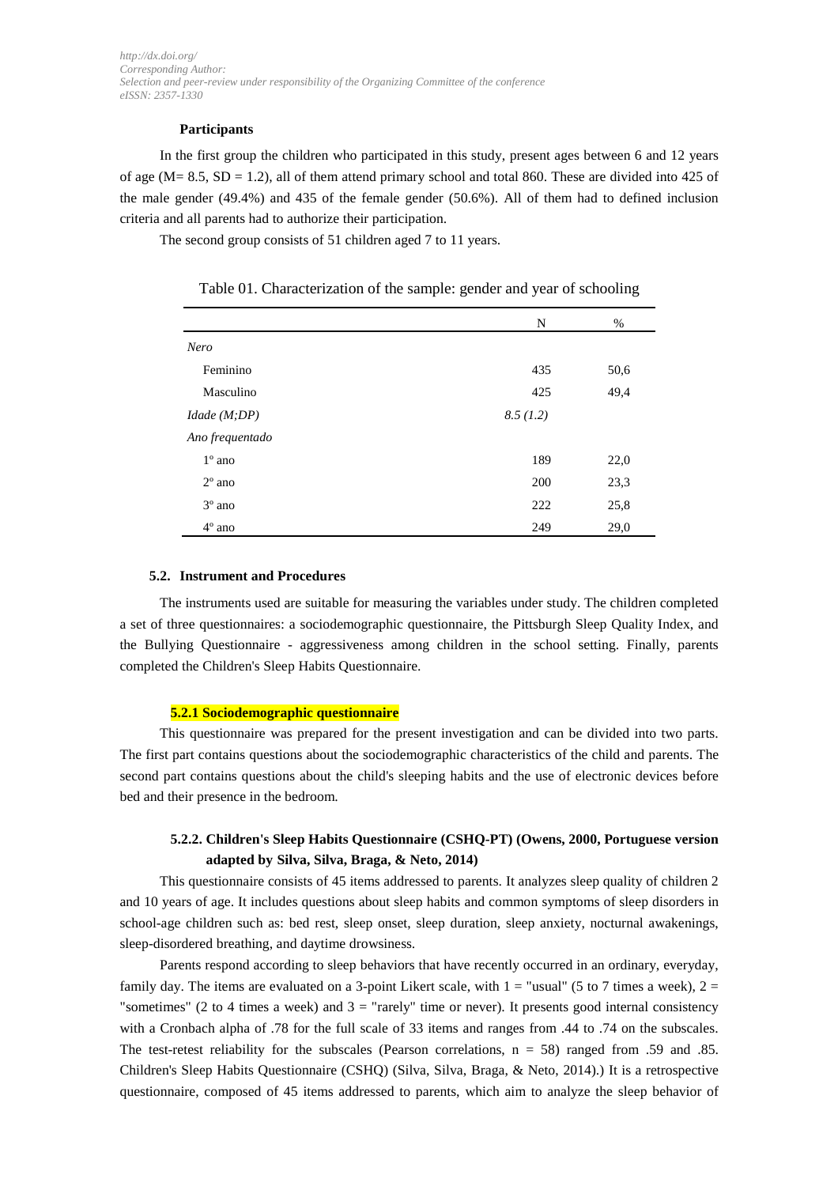#### Participants

In the first group the children who participated in this study, present ages between 6 and 12 years of age (M= 8.5, SD = 1.2), all of them attend primary school and total 860. These are divided into 425 of the male gender (49.4%) and 435 of the female gender (50.6%). All of them had to defined inclusion criteria and all parents had to authorize their participation.

The second group consists of 51 children aged 7 to 11 years.

Table 01. Characterization of the sample: gender and year of schooling

| | N | % |
|---|---|---|
| *Nero* | | |
| Feminino | 435 | 50,6 |
| Masculino | 425 | 49,4 |
| *Idade (M;DP)* | *8.5 (1.2)* | |
| *Ano frequentado* | | |
| 1° ano | 189 | 22,0 |
| 2° ano | 200 | 23,3 |
| 3° ano | 222 | 25,8 |
| 4° ano | 249 | 29,0 |

### 5.2. Instrument and Procedures

The instruments used are suitable for measuring the variables under study. The children completed a set of three questionnaires: a sociodemographic questionnaire, the Pittsburgh Sleep Quality Index, and the Bullying Questionnaire - aggressiveness among children in the school setting. Finally, parents completed the Children's Sleep Habits Questionnaire.

#### 5.2.1 Sociodemographic questionnaire

This questionnaire was prepared for the present investigation and can be divided into two parts. The first part contains questions about the sociodemographic characteristics of the child and parents. The second part contains questions about the child's sleeping habits and the use of electronic devices before bed and their presence in the bedroom.

#### 5.2.2. Children's Sleep Habits Questionnaire (CSHQ-PT) (Owens, 2000, Portuguese version adapted by Silva, Silva, Braga, & Neto, 2014)

This questionnaire consists of 45 items addressed to parents. It analyzes sleep quality of children 2 and 10 years of age. It includes questions about sleep habits and common symptoms of sleep disorders in school-age children such as: bed rest, sleep onset, sleep duration, sleep anxiety, nocturnal awakenings, sleep-disordered breathing, and daytime drowsiness.

Parents respond according to sleep behaviors that have recently occurred in an ordinary, everyday, family day. The items are evaluated on a 3-point Likert scale, with 1 = "usual" (5 to 7 times a week), 2 = "sometimes" (2 to 4 times a week) and 3 = "rarely" time or never). It presents good internal consistency with a Cronbach alpha of .78 for the full scale of 33 items and ranges from .44 to .74 on the subscales. The test-retest reliability for the subscales (Pearson correlations, n = 58) ranged from .59 and .85. Children's Sleep Habits Questionnaire (CSHQ) (Silva, Silva, Braga, & Neto, 2014).) It is a retrospective questionnaire, composed of 45 items addressed to parents, which aim to analyze the sleep behavior of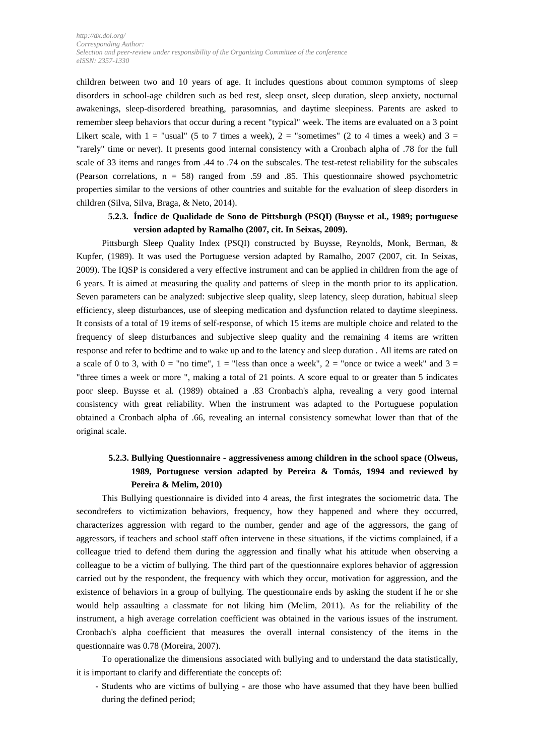children between two and 10 years of age. It includes questions about common symptoms of sleep disorders in school-age children such as bed rest, sleep onset, sleep duration, sleep anxiety, nocturnal awakenings, sleep-disordered breathing, parasomnias, and daytime sleepiness. Parents are asked to remember sleep behaviors that occur during a recent "typical" week. The items are evaluated on a 3 point Likert scale, with 1 = "usual" (5 to 7 times a week), 2 = "sometimes" (2 to 4 times a week) and 3 = "rarely" time or never). It presents good internal consistency with a Cronbach alpha of .78 for the full scale of 33 items and ranges from .44 to .74 on the subscales. The test-retest reliability for the subscales (Pearson correlations, n = 58) ranged from .59 and .85. This questionnaire showed psychometric properties similar to the versions of other countries and suitable for the evaluation of sleep disorders in children (Silva, Silva, Braga, & Neto, 2014).

### 5.2.3. Índice de Qualidade de Sono de Pittsburgh (PSQI) (Buysse et al., 1989; portuguese version adapted by Ramalho (2007, cit. In Seixas, 2009).

Pittsburgh Sleep Quality Index (PSQI) constructed by Buysse, Reynolds, Monk, Berman, & Kupfer, (1989). It was used the Portuguese version adapted by Ramalho, 2007 (2007, cit. In Seixas, 2009). The IQSP is considered a very effective instrument and can be applied in children from the age of 6 years. It is aimed at measuring the quality and patterns of sleep in the month prior to its application. Seven parameters can be analyzed: subjective sleep quality, sleep latency, sleep duration, habitual sleep efficiency, sleep disturbances, use of sleeping medication and dysfunction related to daytime sleepiness. It consists of a total of 19 items of self-response, of which 15 items are multiple choice and related to the frequency of sleep disturbances and subjective sleep quality and the remaining 4 items are written response and refer to bedtime and to wake up and to the latency and sleep duration . All items are rated on a scale of 0 to 3, with 0 = "no time", 1 = "less than once a week", 2 = "once or twice a week" and 3 = "three times a week or more ", making a total of 21 points. A score equal to or greater than 5 indicates poor sleep. Buysse et al. (1989) obtained a .83 Cronbach's alpha, revealing a very good internal consistency with great reliability. When the instrument was adapted to the Portuguese population obtained a Cronbach alpha of .66, revealing an internal consistency somewhat lower than that of the original scale.

### 5.2.3. Bullying Questionnaire - aggressiveness among children in the school space (Olweus, 1989, Portuguese version adapted by Pereira & Tomás, 1994 and reviewed by Pereira & Melim, 2010)

This Bullying questionnaire is divided into 4 areas, the first integrates the sociometric data. The secondrefers to victimization behaviors, frequency, how they happened and where they occurred, characterizes aggression with regard to the number, gender and age of the aggressors, the gang of aggressors, if teachers and school staff often intervene in these situations, if the victims complained, if a colleague tried to defend them during the aggression and finally what his attitude when observing a colleague to be a victim of bullying. The third part of the questionnaire explores behavior of aggression carried out by the respondent, the frequency with which they occur, motivation for aggression, and the existence of behaviors in a group of bullying. The questionnaire ends by asking the student if he or she would help assaulting a classmate for not liking him (Melim, 2011). As for the reliability of the instrument, a high average correlation coefficient was obtained in the various issues of the instrument. Cronbach's alpha coefficient that measures the overall internal consistency of the items in the questionnaire was 0.78 (Moreira, 2007).

To operationalize the dimensions associated with bullying and to understand the data statistically, it is important to clarify and differentiate the concepts of:

- Students who are victims of bullying - are those who have assumed that they have been bullied during the defined period;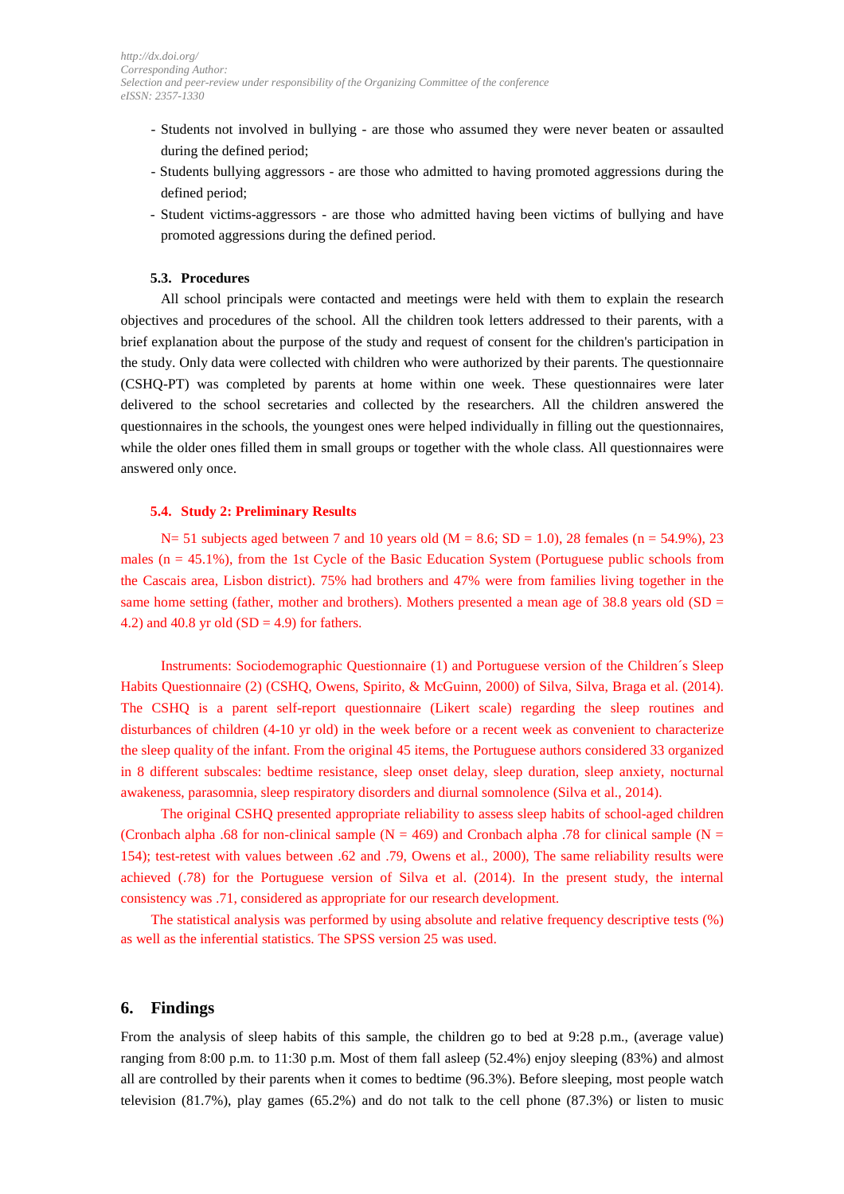- Students not involved in bullying - are those who assumed they were never beaten or assaulted during the defined period;
- Students bullying aggressors - are those who admitted to having promoted aggressions during the defined period;
- Student victims-aggressors - are those who admitted having been victims of bullying and have promoted aggressions during the defined period.

### 5.3. Procedures

All school principals were contacted and meetings were held with them to explain the research objectives and procedures of the school. All the children took letters addressed to their parents, with a brief explanation about the purpose of the study and request of consent for the children's participation in the study. Only data were collected with children who were authorized by their parents. The questionnaire (CSHQ-PT) was completed by parents at home within one week. These questionnaires were later delivered to the school secretaries and collected by the researchers. All the children answered the questionnaires in the schools, the youngest ones were helped individually in filling out the questionnaires, while the older ones filled them in small groups or together with the whole class. All questionnaires were answered only once.

### 5.4. Study 2: Preliminary Results

N= 51 subjects aged between 7 and 10 years old (M = 8.6; SD = 1.0), 28 females (n = 54.9%), 23 males (n = 45.1%), from the 1st Cycle of the Basic Education System (Portuguese public schools from the Cascais area, Lisbon district). 75% had brothers and 47% were from families living together in the same home setting (father, mother and brothers). Mothers presented a mean age of 38.8 years old (SD = 4.2) and 40.8 yr old (SD = 4.9) for fathers.

Instruments: Sociodemographic Questionnaire (1) and Portuguese version of the Children´s Sleep Habits Questionnaire (2) (CSHQ, Owens, Spirito, & McGuinn, 2000) of Silva, Silva, Braga et al. (2014). The CSHQ is a parent self-report questionnaire (Likert scale) regarding the sleep routines and disturbances of children (4-10 yr old) in the week before or a recent week as convenient to characterize the sleep quality of the infant. From the original 45 items, the Portuguese authors considered 33 organized in 8 different subscales: bedtime resistance, sleep onset delay, sleep duration, sleep anxiety, nocturnal awakeness, parasomnia, sleep respiratory disorders and diurnal somnolence (Silva et al., 2014).

The original CSHQ presented appropriate reliability to assess sleep habits of school-aged children (Cronbach alpha .68 for non-clinical sample (N = 469) and Cronbach alpha .78 for clinical sample (N = 154); test-retest with values between .62 and .79, Owens et al., 2000), The same reliability results were achieved (.78) for the Portuguese version of Silva et al. (2014). In the present study, the internal consistency was .71, considered as appropriate for our research development.

The statistical analysis was performed by using absolute and relative frequency descriptive tests (%) as well as the inferential statistics. The SPSS version 25 was used.

## 6. Findings

From the analysis of sleep habits of this sample, the children go to bed at 9:28 p.m., (average value) ranging from 8:00 p.m. to 11:30 p.m. Most of them fall asleep (52.4%) enjoy sleeping (83%) and almost all are controlled by their parents when it comes to bedtime (96.3%). Before sleeping, most people watch television (81.7%), play games (65.2%) and do not talk to the cell phone (87.3%) or listen to music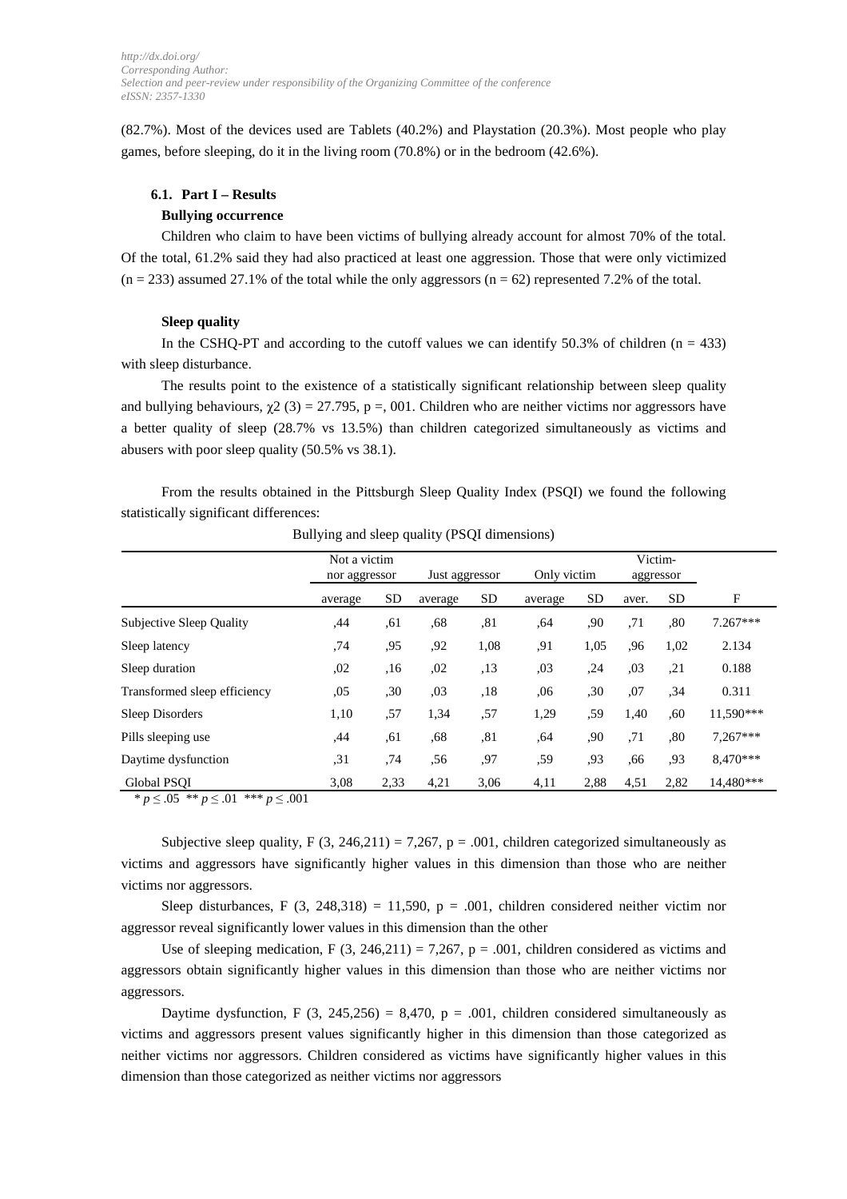(82.7%). Most of the devices used are Tablets (40.2%) and Playstation (20.3%). Most people who play games, before sleeping, do it in the living room (70.8%) or in the bedroom (42.6%).

### 6.1. Part I – Results

**Bullying occurrence**

Children who claim to have been victims of bullying already account for almost 70% of the total. Of the total, 61.2% said they had also practiced at least one aggression. Those that were only victimized (n = 233) assumed 27.1% of the total while the only aggressors (n = 62) represented 7.2% of the total.

**Sleep quality**

In the CSHQ-PT and according to the cutoff values we can identify 50.3% of children (n = 433) with sleep disturbance.

The results point to the existence of a statistically significant relationship between sleep quality and bullying behaviours, $\chi 2$ (3) = 27.795, p =, 001. Children who are neither victims nor aggressors have a better quality of sleep (28.7% vs 13.5%) than children categorized simultaneously as victims and abusers with poor sleep quality (50.5% vs 38.1).

From the results obtained in the Pittsburgh Sleep Quality Index (PSQI) we found the following statistically significant differences:

Bullying and sleep quality (PSQI dimensions)

| | Not a victim nor aggressor | | Just aggressor | | Only victim | | Victim-aggressor | | |
|---|---|---|---|---|---|---|---|---|---|
| | average | SD | average | SD | average | SD | aver. | SD | F |
| Subjective Sleep Quality | ,44 | ,61 | ,68 | ,81 | ,64 | ,90 | ,71 | ,80 | 7.267*** |
| Sleep latency | ,74 | ,95 | ,92 | 1,08 | ,91 | 1,05 | ,96 | 1,02 | 2.134 |
| Sleep duration | ,02 | ,16 | ,02 | ,13 | ,03 | ,24 | ,03 | ,21 | 0.188 |
| Transformed sleep efficiency | ,05 | ,30 | ,03 | ,18 | ,06 | ,30 | ,07 | ,34 | 0.311 |
| Sleep Disorders | 1,10 | ,57 | 1,34 | ,57 | 1,29 | ,59 | 1,40 | ,60 | 11,590*** |
| Pills sleeping use | ,44 | ,61 | ,68 | ,81 | ,64 | ,90 | ,71 | ,80 | 7,267*** |
| Daytime dysfunction | ,31 | ,74 | ,56 | ,97 | ,59 | ,93 | ,66 | ,93 | 8,470*** |
| Global PSQI | 3,08 | 2,33 | 4,21 | 3,06 | 4,11 | 2,88 | 4,51 | 2,82 | 14,480*** |

\* $p \leq .05$ ** $p \leq .01$ *** $p \leq .001$

Subjective sleep quality, F (3, 246,211) = 7,267, p = .001, children categorized simultaneously as victims and aggressors have significantly higher values in this dimension than those who are neither victims nor aggressors.

Sleep disturbances, F (3, 248,318) = 11,590, p = .001, children considered neither victim nor aggressor reveal significantly lower values in this dimension than the other

Use of sleeping medication, F (3, 246,211) = 7,267, p = .001, children considered as victims and aggressors obtain significantly higher values in this dimension than those who are neither victims nor aggressors.

Daytime dysfunction, F (3, 245,256) = 8,470, p = .001, children considered simultaneously as victims and aggressors present values significantly higher in this dimension than those categorized as neither victims nor aggressors. Children considered as victims have significantly higher values in this dimension than those categorized as neither victims nor aggressors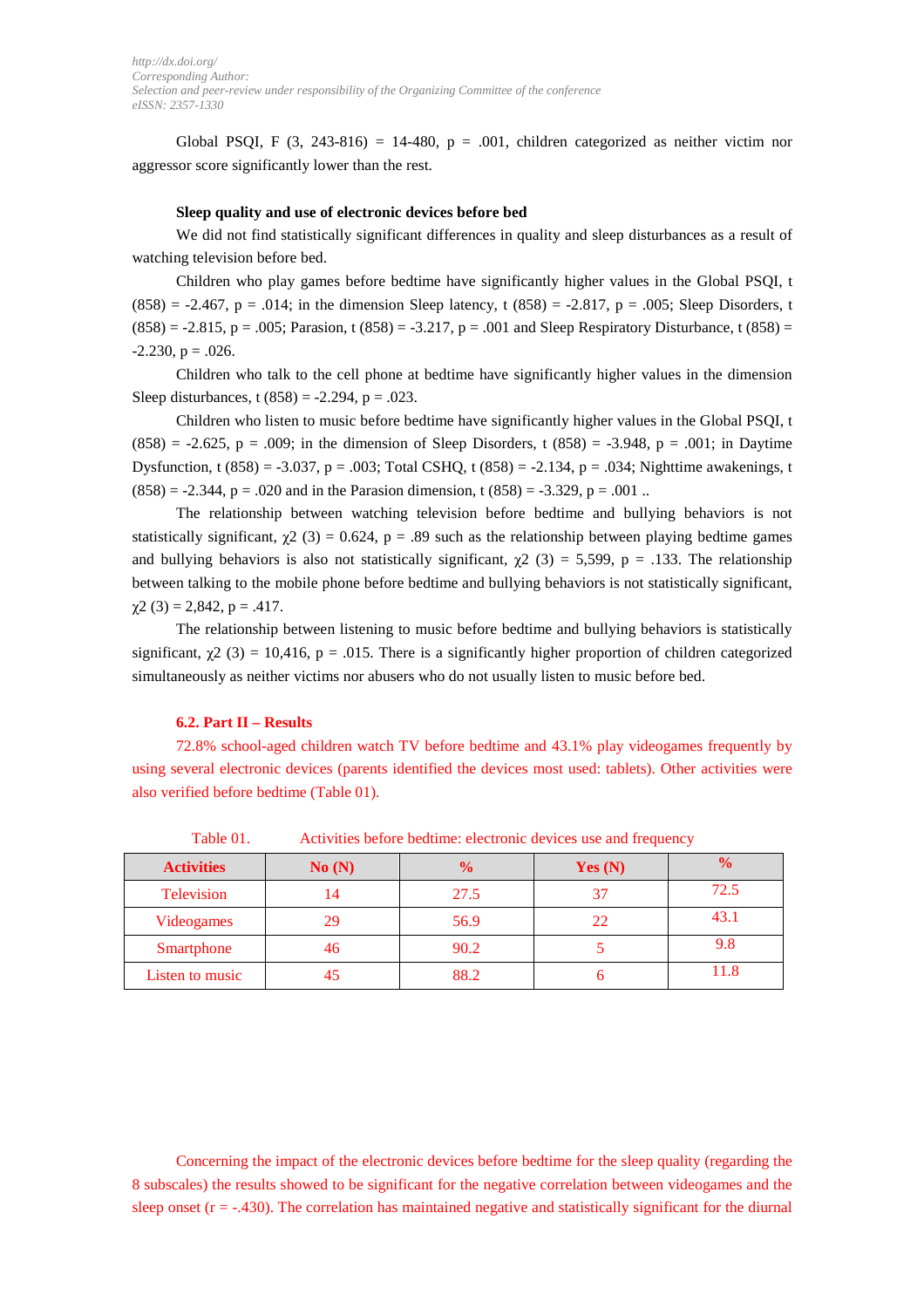Global PSQI, F (3, 243-816) = 14-480, p = .001, children categorized as neither victim nor aggressor score significantly lower than the rest.

**Sleep quality and use of electronic devices before bed**

We did not find statistically significant differences in quality and sleep disturbances as a result of watching television before bed.

Children who play games before bedtime have significantly higher values in the Global PSQI, t (858) = -2.467, p = .014; in the dimension Sleep latency, t (858) = -2.817, p = .005; Sleep Disorders, t (858) = -2.815, p = .005; Parasion, t (858) = -3.217, p = .001 and Sleep Respiratory Disturbance, t (858) = -2.230, p = .026.

Children who talk to the cell phone at bedtime have significantly higher values in the dimension Sleep disturbances, t (858) = -2.294, p = .023.

Children who listen to music before bedtime have significantly higher values in the Global PSQI, t (858) = -2.625, p = .009; in the dimension of Sleep Disorders, t (858) = -3.948, p = .001; in Daytime Dysfunction, t (858) = -3.037, p = .003; Total CSHQ, t (858) = -2.134, p = .034; Nighttime awakenings, t (858) = -2.344, p = .020 and in the Parasion dimension, t (858) = -3.329, p = .001 ..

The relationship between watching television before bedtime and bullying behaviors is not statistically significant, $\chi2$ (3) = 0.624, p = .89 such as the relationship between playing bedtime games and bullying behaviors is also not statistically significant, $\chi2$ (3) = 5,599, p = .133. The relationship between talking to the mobile phone before bedtime and bullying behaviors is not statistically significant, $\chi2$ (3) = 2,842, p = .417.

The relationship between listening to music before bedtime and bullying behaviors is statistically significant, $\chi2$ (3) = 10,416, p = .015. There is a significantly higher proportion of children categorized simultaneously as neither victims nor abusers who do not usually listen to music before bed.

### 6.2. Part II – Results

72.8% school-aged children watch TV before bedtime and 43.1% play videogames frequently by using several electronic devices (parents identified the devices most used: tablets). Other activities were also verified before bedtime (Table 01).

Table 01. Activities before bedtime: electronic devices use and frequency

| Activities | No (N) | % | Yes (N) | % |
|---|---|---|---|---|
| Television | 14 | 27.5 | 37 | 72.5 |
| Videogames | 29 | 56.9 | 22 | 43.1 |
| Smartphone | 46 | 90.2 | 5 | 9.8 |
| Listen to music | 45 | 88.2 | 6 | 11.8 |

Concerning the impact of the electronic devices before bedtime for the sleep quality (regarding the 8 subscales) the results showed to be significant for the negative correlation between videogames and the sleep onset (r = -.430). The correlation has maintained negative and statistically significant for the diurnal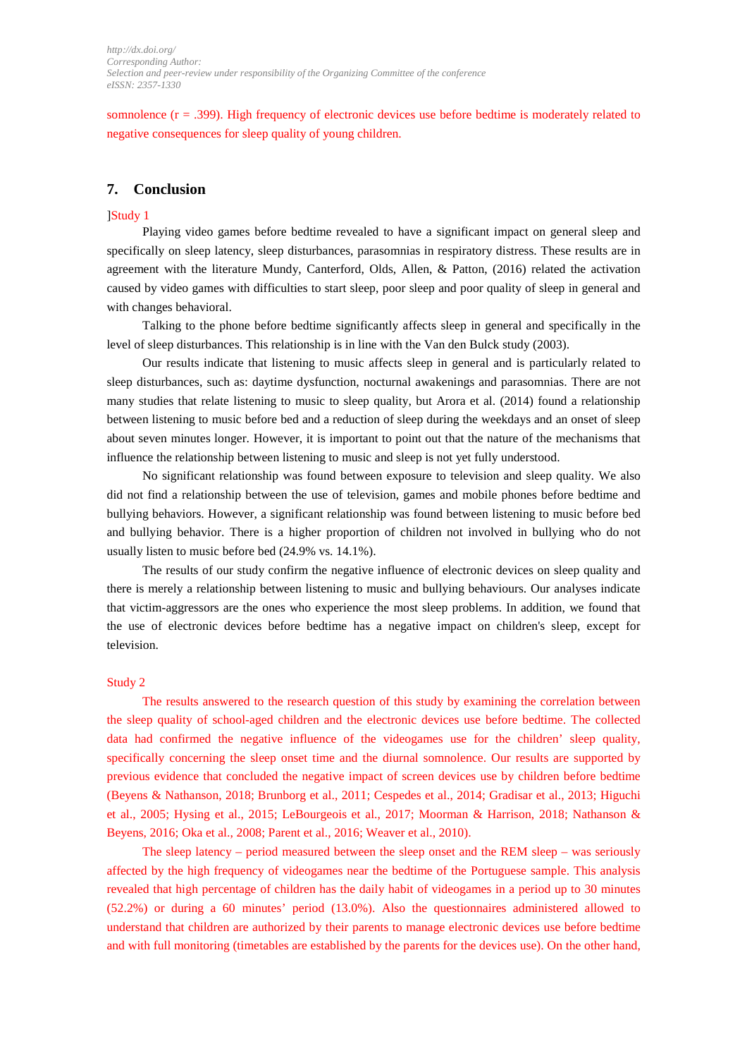somnolence (r = .399). High frequency of electronic devices use before bedtime is moderately related to negative consequences for sleep quality of young children.

## 7. Conclusion

]Study 1

Playing video games before bedtime revealed to have a significant impact on general sleep and specifically on sleep latency, sleep disturbances, parasomnias in respiratory distress. These results are in agreement with the literature Mundy, Canterford, Olds, Allen, & Patton, (2016) related the activation caused by video games with difficulties to start sleep, poor sleep and poor quality of sleep in general and with changes behavioral.

Talking to the phone before bedtime significantly affects sleep in general and specifically in the level of sleep disturbances. This relationship is in line with the Van den Bulck study (2003).

Our results indicate that listening to music affects sleep in general and is particularly related to sleep disturbances, such as: daytime dysfunction, nocturnal awakenings and parasomnias. There are not many studies that relate listening to music to sleep quality, but Arora et al. (2014) found a relationship between listening to music before bed and a reduction of sleep during the weekdays and an onset of sleep about seven minutes longer. However, it is important to point out that the nature of the mechanisms that influence the relationship between listening to music and sleep is not yet fully understood.

No significant relationship was found between exposure to television and sleep quality. We also did not find a relationship between the use of television, games and mobile phones before bedtime and bullying behaviors. However, a significant relationship was found between listening to music before bed and bullying behavior. There is a higher proportion of children not involved in bullying who do not usually listen to music before bed (24.9% vs. 14.1%).

The results of our study confirm the negative influence of electronic devices on sleep quality and there is merely a relationship between listening to music and bullying behaviours. Our analyses indicate that victim-aggressors are the ones who experience the most sleep problems. In addition, we found that the use of electronic devices before bedtime has a negative impact on children's sleep, except for television.

Study 2

The results answered to the research question of this study by examining the correlation between the sleep quality of school-aged children and the electronic devices use before bedtime. The collected data had confirmed the negative influence of the videogames use for the children' sleep quality, specifically concerning the sleep onset time and the diurnal somnolence. Our results are supported by previous evidence that concluded the negative impact of screen devices use by children before bedtime (Beyens & Nathanson, 2018; Brunborg et al., 2011; Cespedes et al., 2014; Gradisar et al., 2013; Higuchi et al., 2005; Hysing et al., 2015; LeBourgeois et al., 2017; Moorman & Harrison, 2018; Nathanson & Beyens, 2016; Oka et al., 2008; Parent et al., 2016; Weaver et al., 2010).

The sleep latency – period measured between the sleep onset and the REM sleep – was seriously affected by the high frequency of videogames near the bedtime of the Portuguese sample. This analysis revealed that high percentage of children has the daily habit of videogames in a period up to 30 minutes (52.2%) or during a 60 minutes' period (13.0%). Also the questionnaires administered allowed to understand that children are authorized by their parents to manage electronic devices use before bedtime and with full monitoring (timetables are established by the parents for the devices use). On the other hand,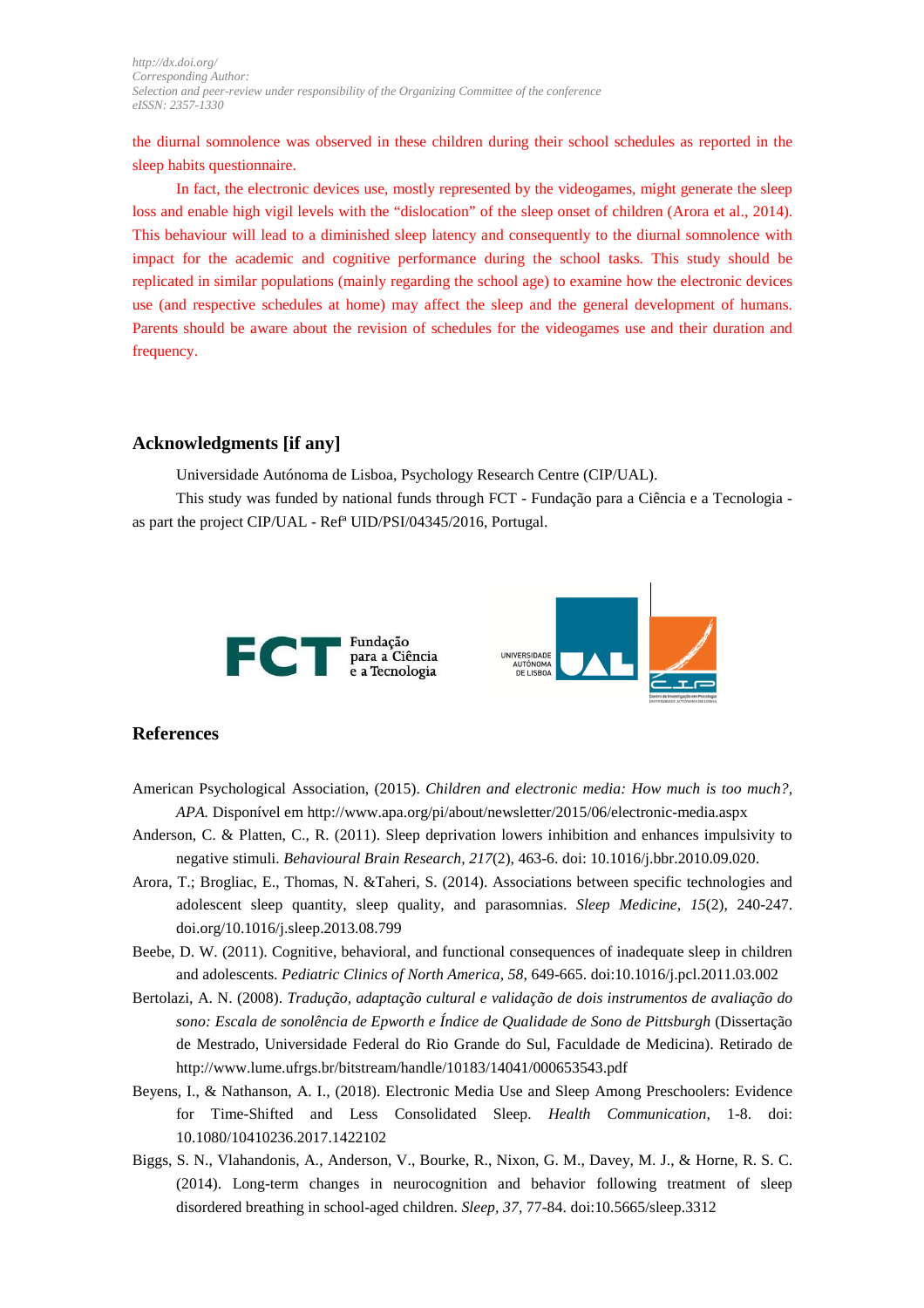the diurnal somnolence was observed in these children during their school schedules as reported in the sleep habits questionnaire.

In fact, the electronic devices use, mostly represented by the videogames, might generate the sleep loss and enable high vigil levels with the "dislocation" of the sleep onset of children (Arora et al., 2014). This behaviour will lead to a diminished sleep latency and consequently to the diurnal somnolence with impact for the academic and cognitive performance during the school tasks. This study should be replicated in similar populations (mainly regarding the school age) to examine how the electronic devices use (and respective schedules at home) may affect the sleep and the general development of humans. Parents should be aware about the revision of schedules for the videogames use and their duration and frequency.

## Acknowledgments [if any]

Universidade Autónoma de Lisboa, Psychology Research Centre (CIP/UAL).

This study was funded by national funds through FCT - Fundação para a Ciência e a Tecnologia - as part the project CIP/UAL - Refª UID/PSI/04345/2016, Portugal.

## References

American Psychological Association, (2015). *Children and electronic media: How much is too much?, APA.* Disponível em http://www.apa.org/pi/about/newsletter/2015/06/electronic-media.aspx

Anderson, C. & Platten, C., R. (2011). Sleep deprivation lowers inhibition and enhances impulsivity to negative stimuli. *Behavioural Brain Research, 217*(2), 463-6. doi: 10.1016/j.bbr.2010.09.020.

Arora, T.; Brogliac, E., Thomas, N. &Taheri, S. (2014). Associations between specific technologies and adolescent sleep quantity, sleep quality, and parasomnias. *Sleep Medicine, 15*(2), 240-247. doi.org/10.1016/j.sleep.2013.08.799

Beebe, D. W. (2011). Cognitive, behavioral, and functional consequences of inadequate sleep in children and adolescents. *Pediatric Clinics of North America, 58*, 649-665. doi:10.1016/j.pcl.2011.03.002

Bertolazi, A. N. (2008). *Tradução, adaptação cultural e validação de dois instrumentos de avaliação do sono: Escala de sonolência de Epworth e Índice de Qualidade de Sono de Pittsburgh* (Dissertação de Mestrado, Universidade Federal do Rio Grande do Sul, Faculdade de Medicina). Retirado de http://www.lume.ufrgs.br/bitstream/handle/10183/14041/000653543.pdf

Beyens, I., & Nathanson, A. I., (2018). Electronic Media Use and Sleep Among Preschoolers: Evidence for Time-Shifted and Less Consolidated Sleep. *Health Communication*, 1-8. doi: 10.1080/10410236.2017.1422102

Biggs, S. N., Vlahandonis, A., Anderson, V., Bourke, R., Nixon, G. M., Davey, M. J., & Horne, R. S. C. (2014). Long-term changes in neurocognition and behavior following treatment of sleep disordered breathing in school-aged children. *Sleep, 37*, 77-84. doi:10.5665/sleep.3312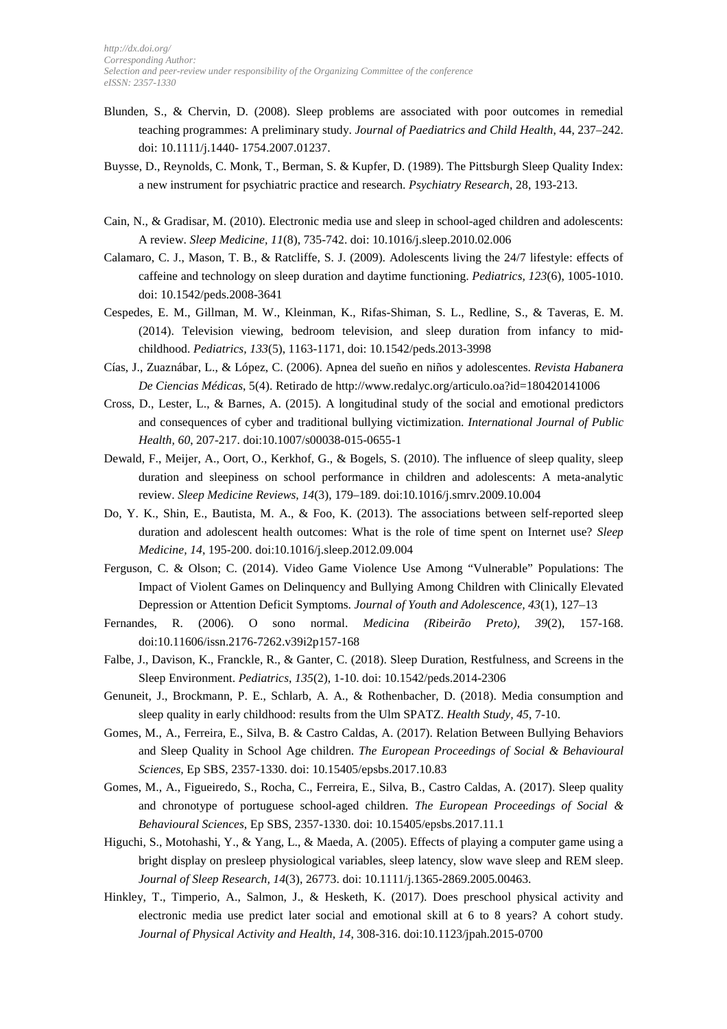Blunden, S., & Chervin, D. (2008). Sleep problems are associated with poor outcomes in remedial teaching programmes: A preliminary study. *Journal of Paediatrics and Child Health*, 44, 237–242. doi: 10.1111/j.1440- 1754.2007.01237.

Buysse, D., Reynolds, C. Monk, T., Berman, S. & Kupfer, D. (1989). The Pittsburgh Sleep Quality Index: a new instrument for psychiatric practice and research. *Psychiatry Research*, 28, 193-213.

Cain, N., & Gradisar, M. (2010). Electronic media use and sleep in school-aged children and adolescents: A review. *Sleep Medicine, 11*(8), 735-742. doi: 10.1016/j.sleep.2010.02.006

Calamaro, C. J., Mason, T. B., & Ratcliffe, S. J. (2009). Adolescents living the 24/7 lifestyle: effects of caffeine and technology on sleep duration and daytime functioning. *Pediatrics, 123*(6), 1005-1010. doi: 10.1542/peds.2008-3641

Cespedes, E. M., Gillman, M. W., Kleinman, K., Rifas-Shiman, S. L., Redline, S., & Taveras, E. M. (2014). Television viewing, bedroom television, and sleep duration from infancy to mid-childhood. *Pediatrics, 133*(5), 1163-1171, doi: 10.1542/peds.2013-3998

Cías, J., Zuaznábar, L., & López, C. (2006). Apnea del sueño en niños y adolescentes. *Revista Habanera De Ciencias Médicas*, 5(4). Retirado de http://www.redalyc.org/articulo.oa?id=180420141006

Cross, D., Lester, L., & Barnes, A. (2015). A longitudinal study of the social and emotional predictors and consequences of cyber and traditional bullying victimization. *International Journal of Public Health, 60*, 207-217. doi:10.1007/s00038-015-0655-1

Dewald, F., Meijer, A., Oort, O., Kerkhof, G., & Bogels, S. (2010). The influence of sleep quality, sleep duration and sleepiness on school performance in children and adolescents: A meta-analytic review. *Sleep Medicine Reviews, 14*(3), 179–189. doi:10.1016/j.smrv.2009.10.004

Do, Y. K., Shin, E., Bautista, M. A., & Foo, K. (2013). The associations between self-reported sleep duration and adolescent health outcomes: What is the role of time spent on Internet use? *Sleep Medicine, 14*, 195-200. doi:10.1016/j.sleep.2012.09.004

Ferguson, C. & Olson; C. (2014). Video Game Violence Use Among "Vulnerable" Populations: The Impact of Violent Games on Delinquency and Bullying Among Children with Clinically Elevated Depression or Attention Deficit Symptoms. *Journal of Youth and Adolescence, 43*(1), 127–13

Fernandes, R. (2006). O sono normal. *Medicina (Ribeirão Preto), 39*(2), 157-168. doi:10.11606/issn.2176-7262.v39i2p157-168

Falbe, J., Davison, K., Franckle, R., & Ganter, C. (2018). Sleep Duration, Restfulness, and Screens in the Sleep Environment. *Pediatrics, 135*(2), 1-10. doi: 10.1542/peds.2014-2306

Genuneit, J., Brockmann, P. E., Schlarb, A. A., & Rothenbacher, D. (2018). Media consumption and sleep quality in early childhood: results from the Ulm SPATZ. *Health Study, 45*, 7-10.

Gomes, M., A., Ferreira, E., Silva, B. & Castro Caldas, A. (2017). Relation Between Bullying Behaviors and Sleep Quality in School Age children. *The European Proceedings of Social & Behavioural Sciences*, Ep SBS, 2357-1330. doi: 10.15405/epsbs.2017.10.83

Gomes, M., A., Figueiredo, S., Rocha, C., Ferreira, E., Silva, B., Castro Caldas, A. (2017). Sleep quality and chronotype of portuguese school-aged children. *The European Proceedings of Social & Behavioural Sciences*, Ep SBS, 2357-1330. doi: 10.15405/epsbs.2017.11.1

Higuchi, S., Motohashi, Y., & Yang, L., & Maeda, A. (2005). Effects of playing a computer game using a bright display on presleep physiological variables, sleep latency, slow wave sleep and REM sleep. *Journal of Sleep Research, 14*(3), 26773. doi: 10.1111/j.1365-2869.2005.00463.

Hinkley, T., Timperio, A., Salmon, J., & Hesketh, K. (2017). Does preschool physical activity and electronic media use predict later social and emotional skill at 6 to 8 years? A cohort study. *Journal of Physical Activity and Health, 14*, 308-316. doi:10.1123/jpah.2015-0700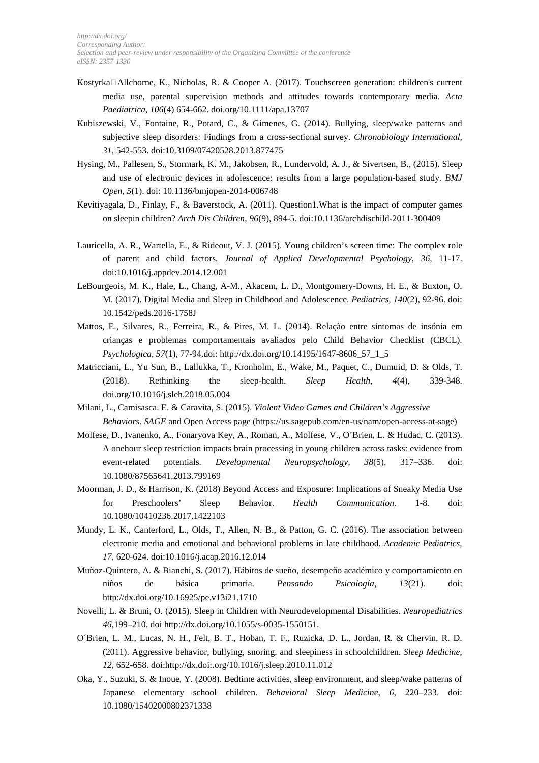Kostyrka□Allchorne, K., Nicholas, R. & Cooper A. (2017). Touchscreen generation: children's current media use, parental supervision methods and attitudes towards contemporary media. *Acta Paediatrica, 106*(4) 654-662. doi.org/10.1111/apa.13707

Kubiszewski, V., Fontaine, R., Potard, C., & Gimenes, G. (2014). Bullying, sleep/wake patterns and subjective sleep disorders: Findings from a cross-sectional survey. *Chronobiology International, 31,* 542-553. doi:10.3109/07420528.2013.877475

Hysing, M., Pallesen, S., Stormark, K. M., Jakobsen, R., Lundervold, A. J., & Sivertsen, B., (2015). Sleep and use of electronic devices in adolescence: results from a large population-based study. *BMJ Open, 5*(1). doi: 10.1136/bmjopen-2014-006748

Kevitiyagala, D., Finlay, F., & Baverstock, A. (2011). Question1.What is the impact of computer games on sleepin children? *Arch Dis Children, 96*(9), 894-5. doi:10.1136/archdischild-2011-300409

Lauricella, A. R., Wartella, E., & Rideout, V. J. (2015). Young children's screen time: The complex role of parent and child factors. *Journal of Applied Developmental Psychology, 36,* 11-17. doi:10.1016/j.appdev.2014.12.001

LeBourgeois, M. K., Hale, L., Chang, A-M., Akacem, L. D., Montgomery-Downs, H. E., & Buxton, O. M. (2017). Digital Media and Sleep in Childhood and Adolescence. *Pediatrics, 140*(2), 92-96. doi: 10.1542/peds.2016-1758J

Mattos, E., Silvares, R., Ferreira, R., & Pires, M. L. (2014). Relação entre sintomas de insónia em crianças e problemas comportamentais avaliados pelo Child Behavior Checklist (CBCL). *Psychologica, 57*(1), 77-94.doi: http://dx.doi.org/10.14195/1647-8606_57_1_5

Matricciani, L., Yu Sun, B., Lallukka, T., Kronholm, E., Wake, M., Paquet, C., Dumuid, D. & Olds, T. (2018). Rethinking the sleep-health. *Sleep Health, 4*(4), 339-348. doi.org/10.1016/j.sleh.2018.05.004

Milani, L., Camisasca. E. & Caravita, S. (2015). *Violent Video Games and Children's Aggressive Behaviors. SAGE* and Open Access page (https://us.sagepub.com/en-us/nam/open-access-at-sage)

Molfese, D., Ivanenko, A., Fonaryova Key, A., Roman, A., Molfese, V., O'Brien, L. & Hudac, C. (2013). A onehour sleep restriction impacts brain processing in young children across tasks: evidence from event-related potentials. *Developmental Neuropsychology, 38*(5), 317–336. doi: 10.1080/87565641.2013.799169

Moorman, J. D., & Harrison, K. (2018) Beyond Access and Exposure: Implications of Sneaky Media Use for Preschoolers' Sleep Behavior. *Health Communication.* 1-8. doi: 10.1080/10410236.2017.1422103

Mundy, L. K., Canterford, L., Olds, T., Allen, N. B., & Patton, G. C. (2016). The association between electronic media and emotional and behavioral problems in late childhood. *Academic Pediatrics, 17,* 620-624. doi:10.1016/j.acap.2016.12.014

Muñoz-Quintero, A. & Bianchi, S. (2017). Hábitos de sueño, desempeño académico y comportamiento en niños de básica primaria. *Pensando Psicología, 13*(21). doi: http://dx.doi.org/10.16925/pe.v13i21.1710

Novelli, L. & Bruni, O. (2015). Sleep in Children with Neurodevelopmental Disabilities. *Neuropediatrics 46,*199–210. doi http://dx.doi.org/10.1055/s-0035-1550151.

O´Brien, L. M., Lucas, N. H., Felt, B. T., Hoban, T. F., Ruzicka, D. L., Jordan, R. & Chervin, R. D. (2011). Aggressive behavior, bullying, snoring, and sleepiness in schoolchildren. *Sleep Medicine, 12,* 652-658. doi:http://dx.doi:.org/10.1016/j.sleep.2010.11.012

Oka, Y., Suzuki, S. & Inoue, Y. (2008). Bedtime activities, sleep environment, and sleep/wake patterns of Japanese elementary school children. *Behavioral Sleep Medicine, 6,* 220–233. doi: 10.1080/15402000802371338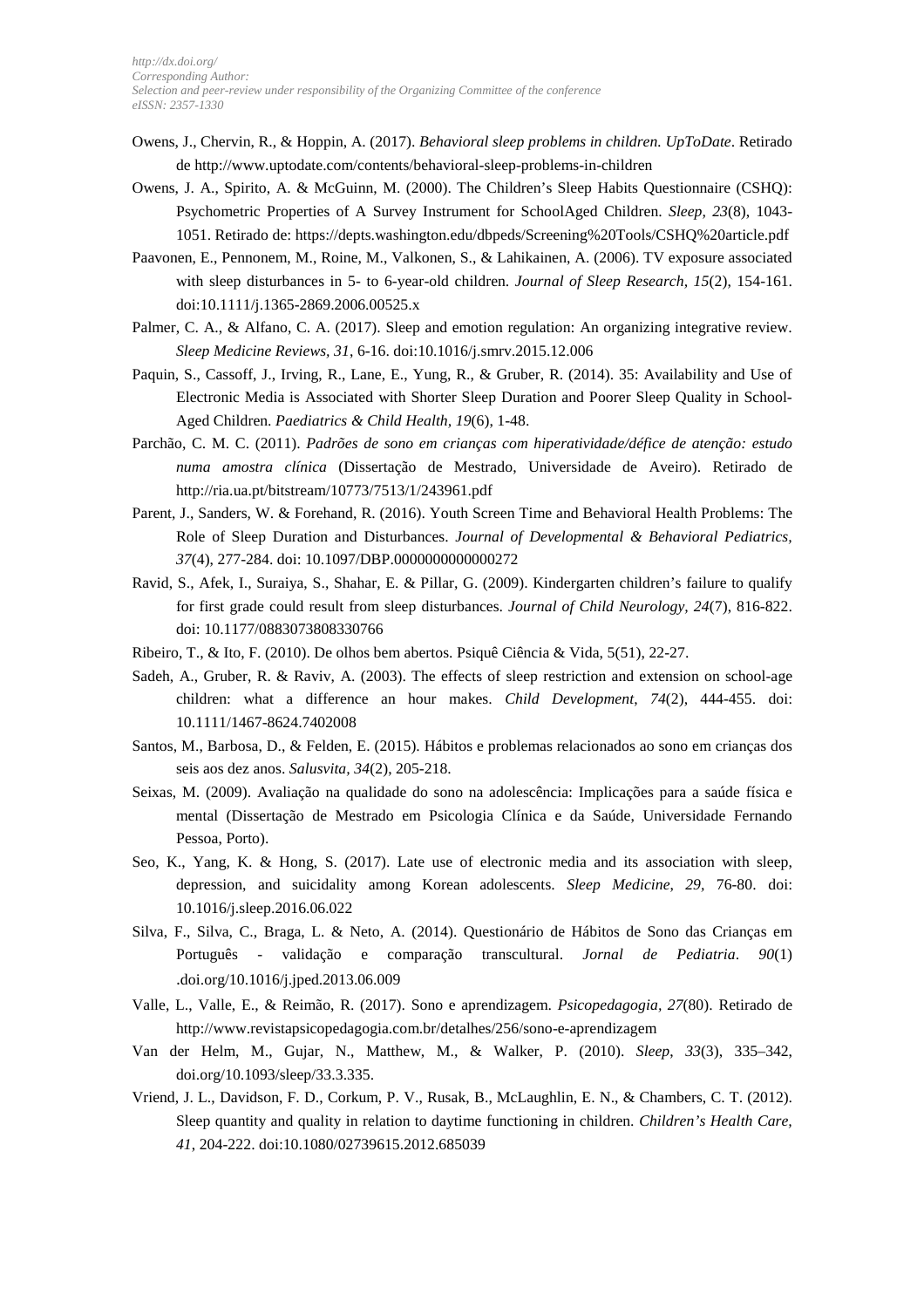Owens, J., Chervin, R., & Hoppin, A. (2017). *Behavioral sleep problems in children. UpToDate*. Retirado de http://www.uptodate.com/contents/behavioral-sleep-problems-in-children

Owens, J. A., Spirito, A. & McGuinn, M. (2000). The Children's Sleep Habits Questionnaire (CSHQ): Psychometric Properties of A Survey Instrument for SchoolAged Children. *Sleep, 23*(8), 1043-1051. Retirado de: https://depts.washington.edu/dbpeds/Screening%20Tools/CSHQ%20article.pdf

Paavonen, E., Pennonem, M., Roine, M., Valkonen, S., & Lahikainen, A. (2006). TV exposure associated with sleep disturbances in 5- to 6-year-old children. *Journal of Sleep Research, 15*(2), 154-161. doi:10.1111/j.1365-2869.2006.00525.x

Palmer, C. A., & Alfano, C. A. (2017). Sleep and emotion regulation: An organizing integrative review. *Sleep Medicine Reviews, 31*, 6-16. doi:10.1016/j.smrv.2015.12.006

Paquin, S., Cassoff, J., Irving, R., Lane, E., Yung, R., & Gruber, R. (2014). 35: Availability and Use of Electronic Media is Associated with Shorter Sleep Duration and Poorer Sleep Quality in School-Aged Children. *Paediatrics & Child Health, 19*(6), 1-48.

Parchão, C. M. C. (2011). *Padrões de sono em crianças com hiperatividade/défice de atenção: estudo numa amostra clínica* (Dissertação de Mestrado, Universidade de Aveiro). Retirado de http://ria.ua.pt/bitstream/10773/7513/1/243961.pdf

Parent, J., Sanders, W. & Forehand, R. (2016). Youth Screen Time and Behavioral Health Problems: The Role of Sleep Duration and Disturbances. *Journal of Developmental & Behavioral Pediatrics, 37*(4), 277-284. doi: 10.1097/DBP.0000000000000272

Ravid, S., Afek, I., Suraiya, S., Shahar, E. & Pillar, G. (2009). Kindergarten children's failure to qualify for first grade could result from sleep disturbances. *Journal of Child Neurology, 24*(7), 816-822. doi: 10.1177/0883073808330766

Ribeiro, T., & Ito, F. (2010). De olhos bem abertos. Psiquê Ciência & Vida, 5(51), 22-27.

Sadeh, A., Gruber, R. & Raviv, A. (2003). The effects of sleep restriction and extension on school-age children: what a difference an hour makes. *Child Development, 74*(2), 444-455. doi: 10.1111/1467-8624.7402008

Santos, M., Barbosa, D., & Felden, E. (2015). Hábitos e problemas relacionados ao sono em crianças dos seis aos dez anos. *Salusvita, 34*(2), 205-218.

Seixas, M. (2009). Avaliação na qualidade do sono na adolescência: Implicações para a saúde física e mental (Dissertação de Mestrado em Psicologia Clínica e da Saúde, Universidade Fernando Pessoa, Porto).

Seo, K., Yang, K. & Hong, S. (2017). Late use of electronic media and its association with sleep, depression, and suicidality among Korean adolescents. *Sleep Medicine, 29*, 76-80. doi: 10.1016/j.sleep.2016.06.022

Silva, F., Silva, C., Braga, L. & Neto, A. (2014). Questionário de Hábitos de Sono das Crianças em Português - validação e comparação transcultural. *Jornal de Pediatria*. *90*(1) .doi.org/10.1016/j.jped.2013.06.009

Valle, L., Valle, E., & Reimão, R. (2017). Sono e aprendizagem. *Psicopedagogia, 27*(80). Retirado de http://www.revistapsicopedagogia.com.br/detalhes/256/sono-e-aprendizagem

Van der Helm, M., Gujar, N., Matthew, M., & Walker, P. (2010). *Sleep, 33*(3), 335–342, doi.org/10.1093/sleep/33.3.335.

Vriend, J. L., Davidson, F. D., Corkum, P. V., Rusak, B., McLaughlin, E. N., & Chambers, C. T. (2012). Sleep quantity and quality in relation to daytime functioning in children. *Children's Health Care, 41*, 204-222. doi:10.1080/02739615.2012.685039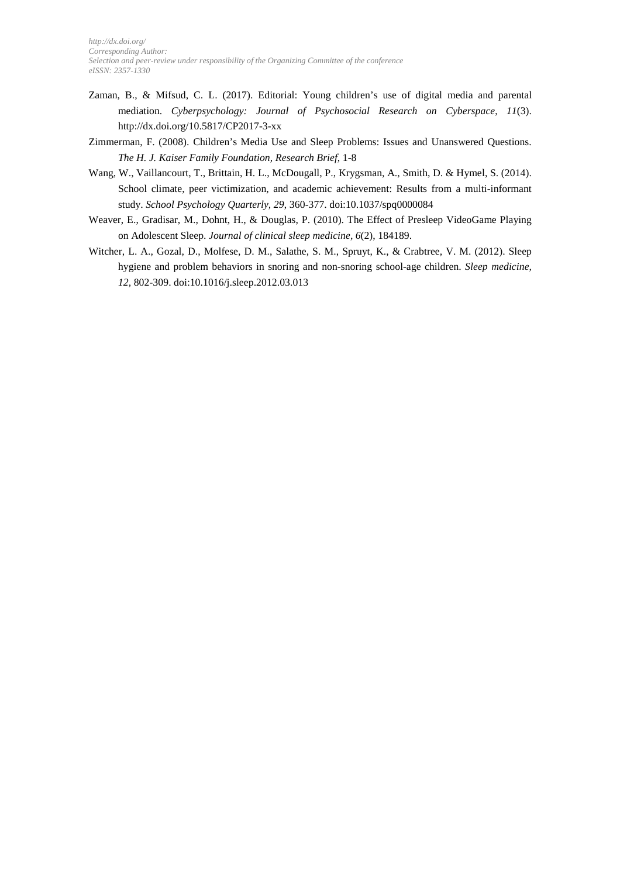Zaman, B., & Mifsud, C. L. (2017). Editorial: Young children's use of digital media and parental mediation. *Cyberpsychology: Journal of Psychosocial Research on Cyberspace*, *11*(3). http://dx.doi.org/10.5817/CP2017-3-xx

Zimmerman, F. (2008). Children's Media Use and Sleep Problems: Issues and Unanswered Questions. *The H. J. Kaiser Family Foundation, Research Brief*, 1-8

Wang, W., Vaillancourt, T., Brittain, H. L., McDougall, P., Krygsman, A., Smith, D. & Hymel, S. (2014). School climate, peer victimization, and academic achievement: Results from a multi-informant study. *School Psychology Quarterly, 29,* 360-377. doi:10.1037/spq0000084

Weaver, E., Gradisar, M., Dohnt, H., & Douglas, P. (2010). The Effect of Presleep VideoGame Playing on Adolescent Sleep. *Journal of clinical sleep medicine, 6*(2), 184189.

Witcher, L. A., Gozal, D., Molfese, D. M., Salathe, S. M., Spruyt, K., & Crabtree, V. M. (2012). Sleep hygiene and problem behaviors in snoring and non-snoring school-age children. *Sleep medicine, 12,* 802-309. doi:10.1016/j.sleep.2012.03.013